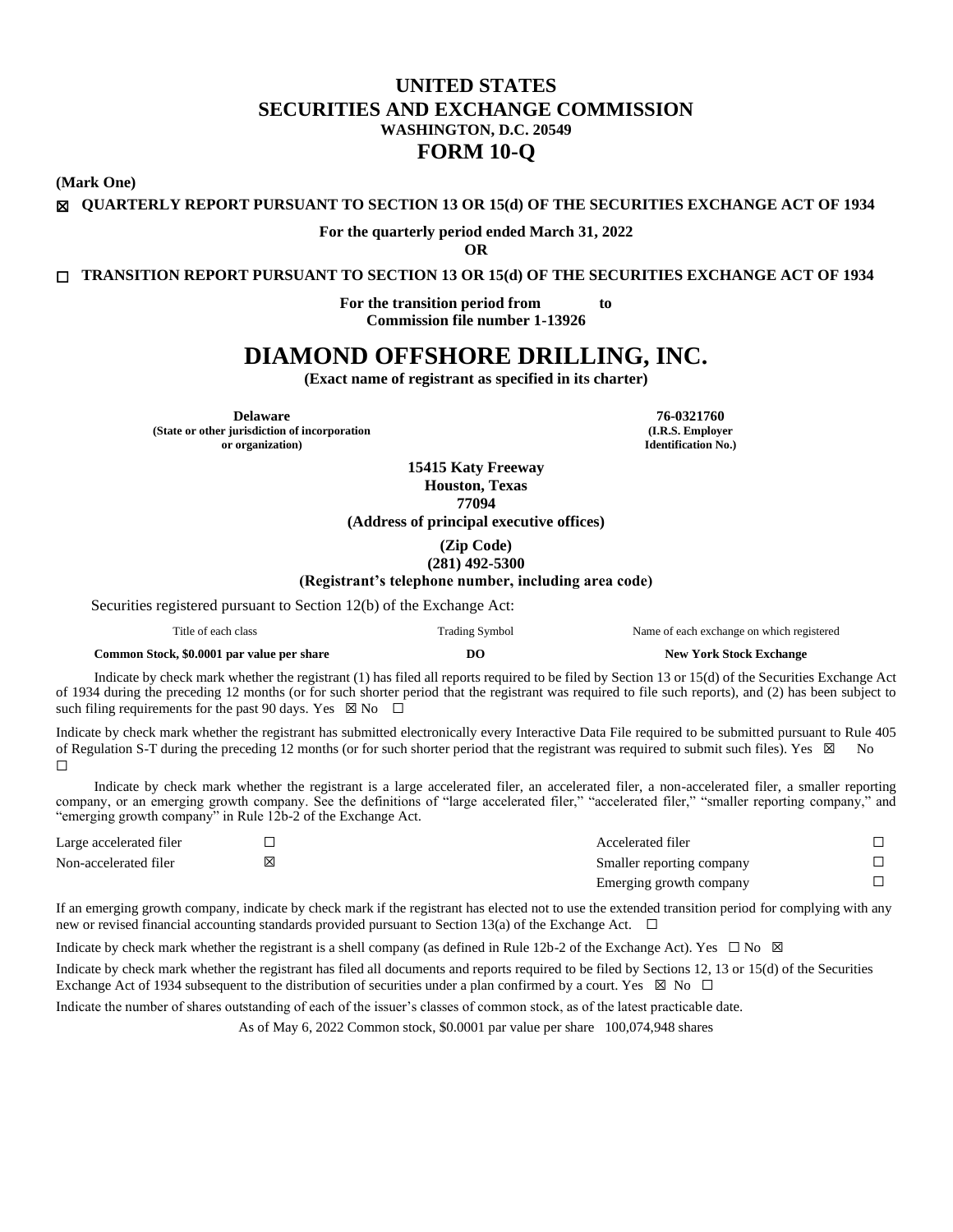# UNITED STATES
# SECURITIES AND EXCHANGE COMMISSION
**WASHINGTON, D.C. 20549**

# FORM 10-Q

**(Mark One)**

☒ **QUARTERLY REPORT PURSUANT TO SECTION 13 OR 15(d) OF THE SECURITIES EXCHANGE ACT OF 1934**

**For the quarterly period ended March 31, 2022**

**OR**

☐ **TRANSITION REPORT PURSUANT TO SECTION 13 OR 15(d) OF THE SECURITIES EXCHANGE ACT OF 1934**

**For the transition period from to**
**Commission file number 1-13926**

# DIAMOND OFFSHORE DRILLING, INC.

**(Exact name of registrant as specified in its charter)**

| **Delaware** | **76-0321760** |
|---|---|
| **(State or other jurisdiction of incorporation or organization)** | **(I.R.S. Employer Identification No.)** |

**15415 Katy Freeway**
**Houston, Texas**
**77094**
**(Address of principal executive offices)**

**(Zip Code)**
**(281) 492-5300**
**(Registrant's telephone number, including area code)**

Securities registered pursuant to Section 12(b) of the Exchange Act:

| Title of each class | Trading Symbol | Name of each exchange on which registered |
|---|---|---|
| **Common Stock, $0.0001 par value per share** | **DO** | **New York Stock Exchange** |

Indicate by check mark whether the registrant (1) has filed all reports required to be filed by Section 13 or 15(d) of the Securities Exchange Act of 1934 during the preceding 12 months (or for such shorter period that the registrant was required to file such reports), and (2) has been subject to such filing requirements for the past 90 days. Yes ☒ No ☐

Indicate by check mark whether the registrant has submitted electronically every Interactive Data File required to be submitted pursuant to Rule 405 of Regulation S-T during the preceding 12 months (or for such shorter period that the registrant was required to submit such files). Yes ☒ No ☐

Indicate by check mark whether the registrant is a large accelerated filer, an accelerated filer, a non-accelerated filer, a smaller reporting company, or an emerging growth company. See the definitions of "large accelerated filer," "accelerated filer," "smaller reporting company," and "emerging growth company" in Rule 12b-2 of the Exchange Act.

| | | | |
|---|---|---|---|
| Large accelerated filer | ☐ | Accelerated filer | ☐ |
| Non-accelerated filer | ☒ | Smaller reporting company | ☐ |
| | | Emerging growth company | ☐ |

If an emerging growth company, indicate by check mark if the registrant has elected not to use the extended transition period for complying with any new or revised financial accounting standards provided pursuant to Section 13(a) of the Exchange Act. ☐

Indicate by check mark whether the registrant is a shell company (as defined in Rule 12b-2 of the Exchange Act). Yes ☐ No ☒

Indicate by check mark whether the registrant has filed all documents and reports required to be filed by Sections 12, 13 or 15(d) of the Securities Exchange Act of 1934 subsequent to the distribution of securities under a plan confirmed by a court. Yes ☒ No ☐

Indicate the number of shares outstanding of each of the issuer's classes of common stock, as of the latest practicable date.

As of May 6, 2022 Common stock, $0.0001 par value per share 100,074,948 shares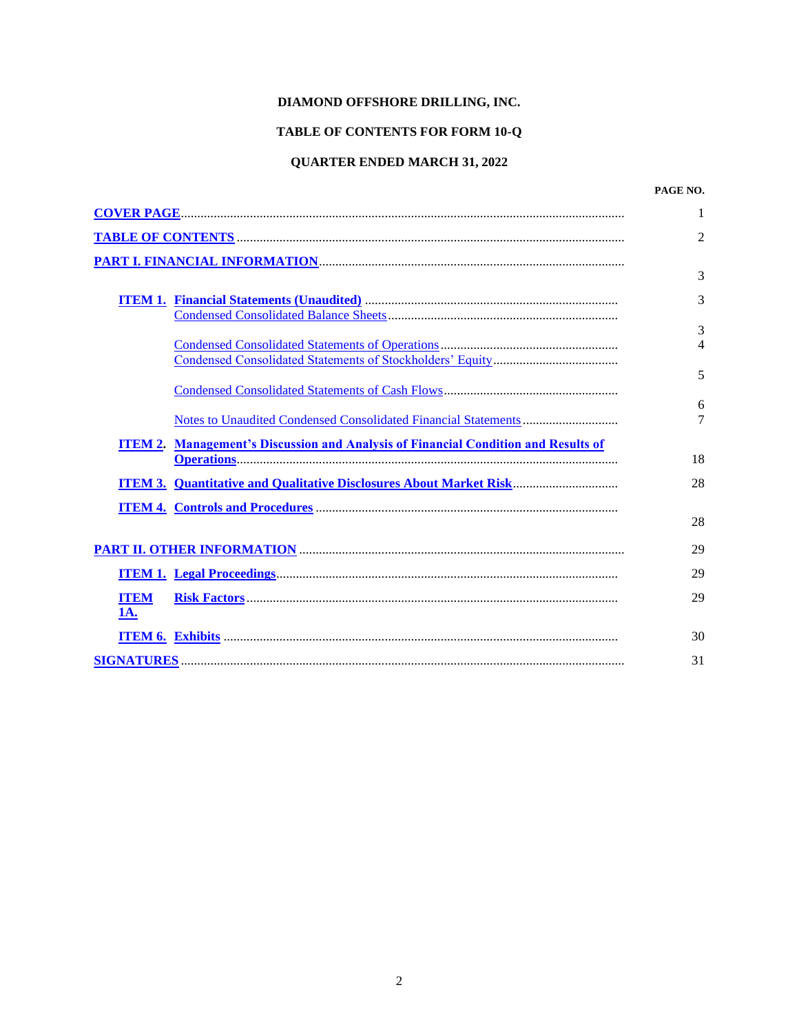**DIAMOND OFFSHORE DRILLING, INC.**

**TABLE OF CONTENTS FOR FORM 10-Q**

**QUARTER ENDED MARCH 31, 2022**

| | | PAGE NO. |
|---|---|---|
| **COVER PAGE** | | 1 |
| **TABLE OF CONTENTS** | | 2 |
| **PART I. FINANCIAL INFORMATION** | | 3 |
| **ITEM 1.** | **Financial Statements (Unaudited)** | 3 |
| | Condensed Consolidated Balance Sheets | 3 |
| | Condensed Consolidated Statements of Operations | 4 |
| | Condensed Consolidated Statements of Stockholders' Equity | 5 |
| | Condensed Consolidated Statements of Cash Flows | 6 |
| | Notes to Unaudited Condensed Consolidated Financial Statements | 7 |
| **ITEM 2.** | **Management's Discussion and Analysis of Financial Condition and Results of Operations** | 18 |
| **ITEM 3.** | **Quantitative and Qualitative Disclosures About Market Risk** | 28 |
| **ITEM 4.** | **Controls and Procedures** | 28 |
| **PART II. OTHER INFORMATION** | | 29 |
| **ITEM 1.** | **Legal Proceedings** | 29 |
| **ITEM 1A.** | **Risk Factors** | 29 |
| **ITEM 6.** | **Exhibits** | 30 |
| **SIGNATURES** | | 31 |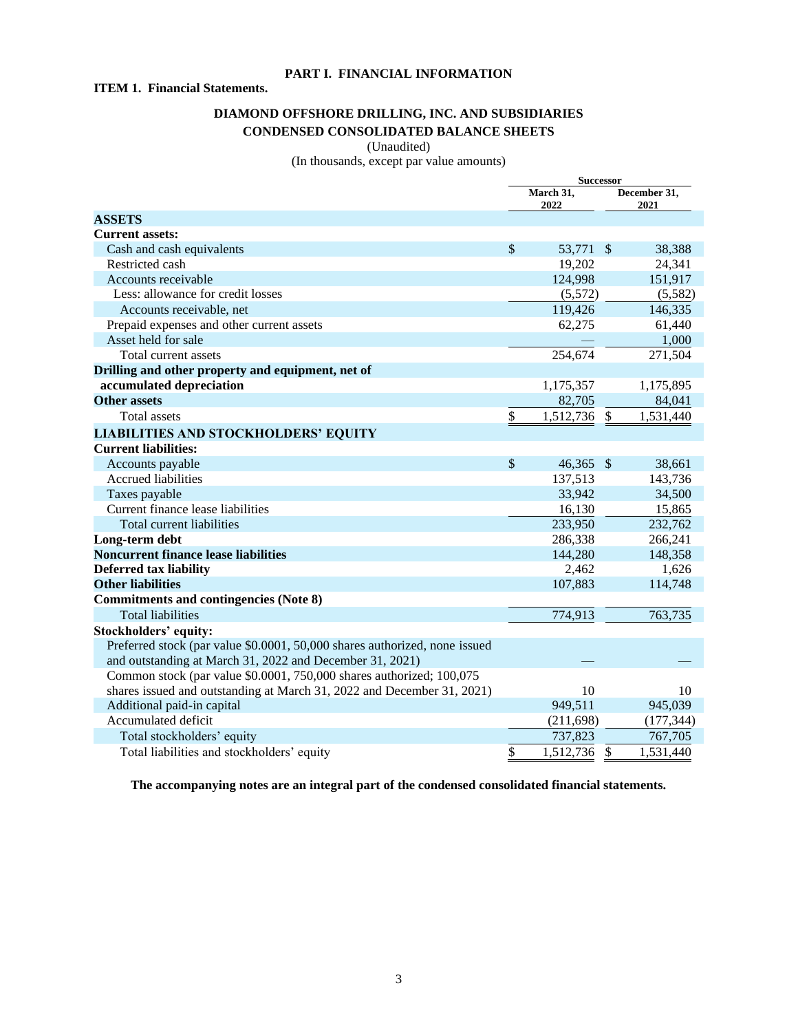# PART I. FINANCIAL INFORMATION

## ITEM 1. Financial Statements.

### DIAMOND OFFSHORE DRILLING, INC. AND SUBSIDIARIES
### CONDENSED CONSOLIDATED BALANCE SHEETS

(Unaudited)
(In thousands, except par value amounts)

| | Successor | |
|---|---|---|
| | March 31, 2022 | December 31, 2021 |
| **ASSETS** | | |
| **Current assets:** | | |
| Cash and cash equivalents | $ 53,771 | $ 38,388 |
| Restricted cash | 19,202 | 24,341 |
| Accounts receivable | 124,998 | 151,917 |
| Less: allowance for credit losses | (5,572) | (5,582) |
| Accounts receivable, net | 119,426 | 146,335 |
| Prepaid expenses and other current assets | 62,275 | 61,440 |
| Asset held for sale | — | 1,000 |
| Total current assets | 254,674 | 271,504 |
| **Drilling and other property and equipment, net of accumulated depreciation** | 1,175,357 | 1,175,895 |
| **Other assets** | 82,705 | 84,041 |
| Total assets | $ 1,512,736 | $ 1,531,440 |
| **LIABILITIES AND STOCKHOLDERS' EQUITY** | | |
| **Current liabilities:** | | |
| Accounts payable | $ 46,365 | $ 38,661 |
| Accrued liabilities | 137,513 | 143,736 |
| Taxes payable | 33,942 | 34,500 |
| Current finance lease liabilities | 16,130 | 15,865 |
| Total current liabilities | 233,950 | 232,762 |
| **Long-term debt** | 286,338 | 266,241 |
| **Noncurrent finance lease liabilities** | 144,280 | 148,358 |
| **Deferred tax liability** | 2,462 | 1,626 |
| **Other liabilities** | 107,883 | 114,748 |
| **Commitments and contingencies (Note 8)** | | |
| Total liabilities | 774,913 | 763,735 |
| **Stockholders' equity:** | | |
| Preferred stock (par value $0.0001, 50,000 shares authorized, none issued and outstanding at March 31, 2022 and December 31, 2021) | — | — |
| Common stock (par value $0.0001, 750,000 shares authorized; 100,075 shares issued and outstanding at March 31, 2022 and December 31, 2021) | 10 | 10 |
| Additional paid-in capital | 949,511 | 945,039 |
| Accumulated deficit | (211,698) | (177,344) |
| Total stockholders' equity | 737,823 | 767,705 |
| Total liabilities and stockholders' equity | $ 1,512,736 | $ 1,531,440 |

**The accompanying notes are an integral part of the condensed consolidated financial statements.**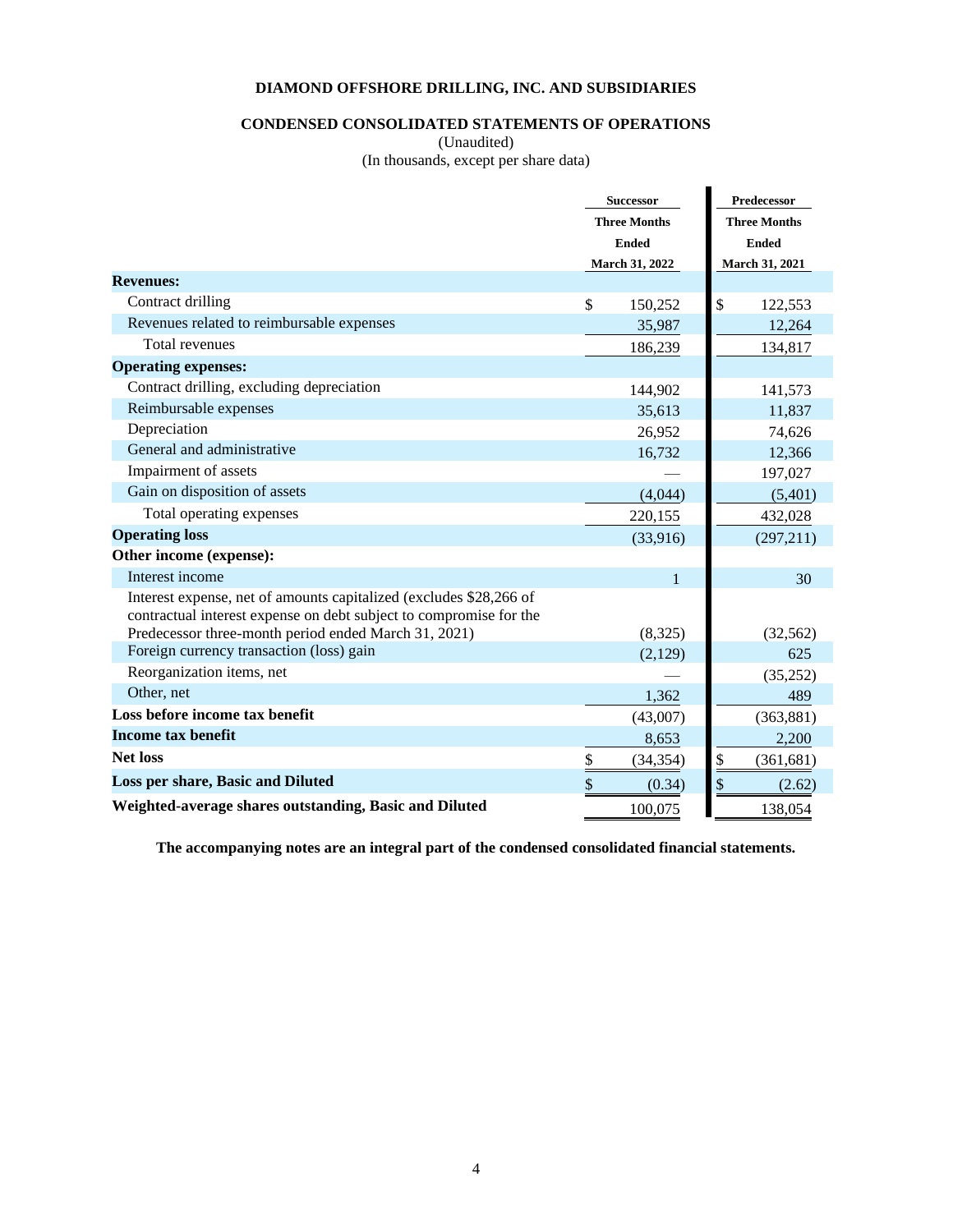**DIAMOND OFFSHORE DRILLING, INC. AND SUBSIDIARIES**

**CONDENSED CONSOLIDATED STATEMENTS OF OPERATIONS**

(Unaudited)

(In thousands, except per share data)

| | Successor | Predecessor |
|---|---|---|
| | Three Months Ended March 31, 2022 | Three Months Ended March 31, 2021 |
| **Revenues:** | | |
| Contract drilling | $ 150,252 | $ 122,553 |
| Revenues related to reimbursable expenses | 35,987 | 12,264 |
| Total revenues | 186,239 | 134,817 |
| **Operating expenses:** | | |
| Contract drilling, excluding depreciation | 144,902 | 141,573 |
| Reimbursable expenses | 35,613 | 11,837 |
| Depreciation | 26,952 | 74,626 |
| General and administrative | 16,732 | 12,366 |
| Impairment of assets | — | 197,027 |
| Gain on disposition of assets | (4,044) | (5,401) |
| Total operating expenses | 220,155 | 432,028 |
| **Operating loss** | (33,916) | (297,211) |
| **Other income (expense):** | | |
| Interest income | 1 | 30 |
| Interest expense, net of amounts capitalized (excludes $28,266 of contractual interest expense on debt subject to compromise for the Predecessor three-month period ended March 31, 2021) | (8,325) | (32,562) |
| Foreign currency transaction (loss) gain | (2,129) | 625 |
| Reorganization items, net | — | (35,252) |
| Other, net | 1,362 | 489 |
| **Loss before income tax benefit** | (43,007) | (363,881) |
| **Income tax benefit** | 8,653 | 2,200 |
| **Net loss** | $ (34,354) | $ (361,681) |
| **Loss per share, Basic and Diluted** | $ (0.34) | $ (2.62) |
| **Weighted-average shares outstanding, Basic and Diluted** | 100,075 | 138,054 |

**The accompanying notes are an integral part of the condensed consolidated financial statements.**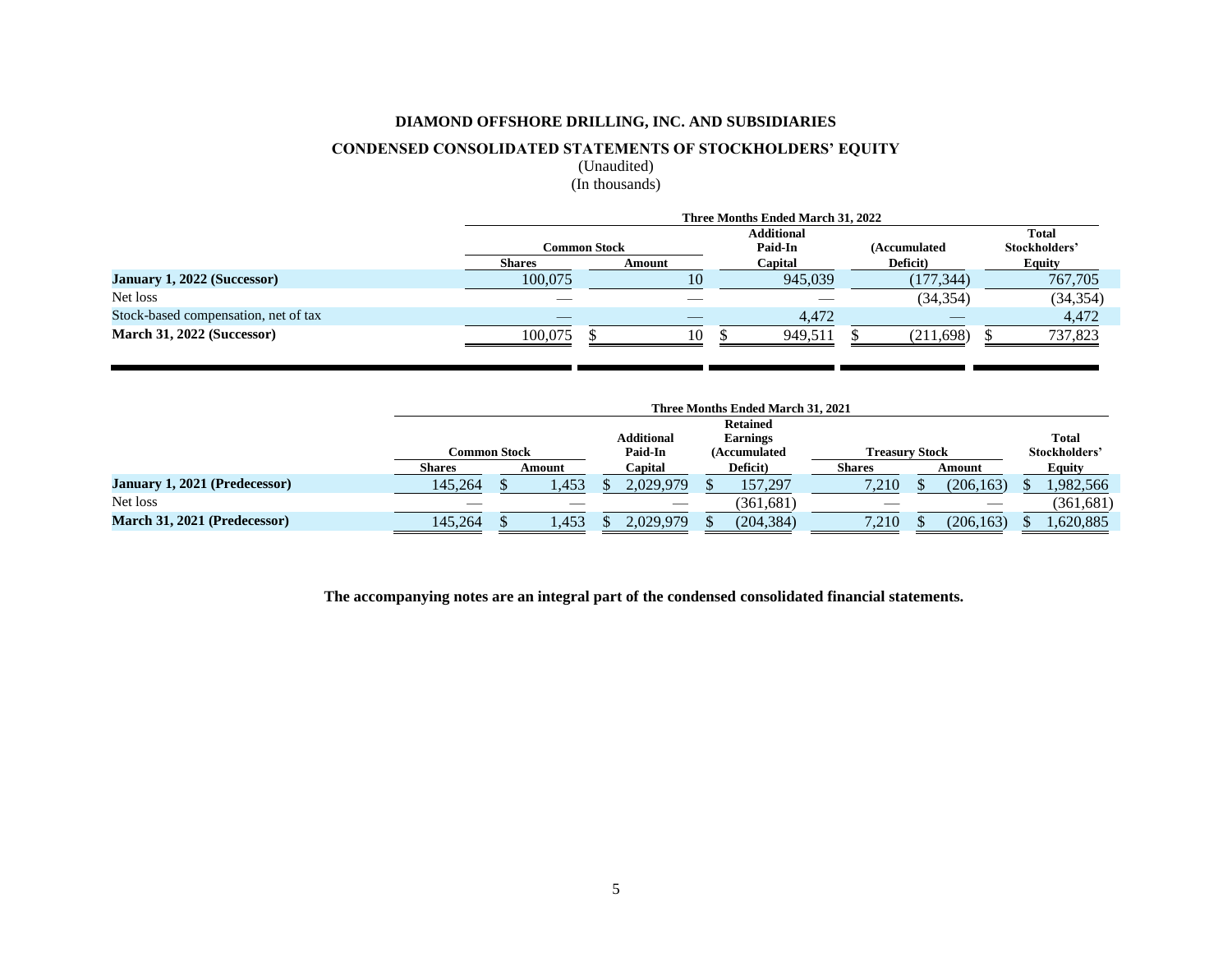**DIAMOND OFFSHORE DRILLING, INC. AND SUBSIDIARIES**

**CONDENSED CONSOLIDATED STATEMENTS OF STOCKHOLDERS' EQUITY**

(Unaudited)

(In thousands)

| | Three Months Ended March 31, 2022 | | | | |
|---|---|---|---|---|---|
| | Common Stock | | Additional Paid-In | (Accumulated | Total Stockholders' |
| | Shares | Amount | Capital | Deficit) | Equity |
| **January 1, 2022 (Successor)** | 100,075 | 10 | 945,039 | (177,344) | 767,705 |
| Net loss | — | — | — | (34,354) | (34,354) |
| Stock-based compensation, net of tax | — | — | 4,472 | — | 4,472 |
| **March 31, 2022 (Successor)** | 100,075 | $ 10 | $ 949,511 | $ (211,698) | $ 737,823 |

| | Three Months Ended March 31, 2021 | | | | | | |
|---|---|---|---|---|---|---|---|
| | Common Stock | | Additional Paid-In | Retained Earnings (Accumulated | Treasury Stock | | Total Stockholders' |
| | Shares | Amount | Capital | Deficit) | Shares | Amount | Equity |
| **January 1, 2021 (Predecessor)** | 145,264 | $ 1,453 | $ 2,029,979 | $ 157,297 | 7,210 | $ (206,163) | $ 1,982,566 |
| Net loss | — | — | — | (361,681) | — | — | (361,681) |
| **March 31, 2021 (Predecessor)** | 145,264 | $ 1,453 | $ 2,029,979 | $ (204,384) | 7,210 | $ (206,163) | $ 1,620,885 |

**The accompanying notes are an integral part of the condensed consolidated financial statements.**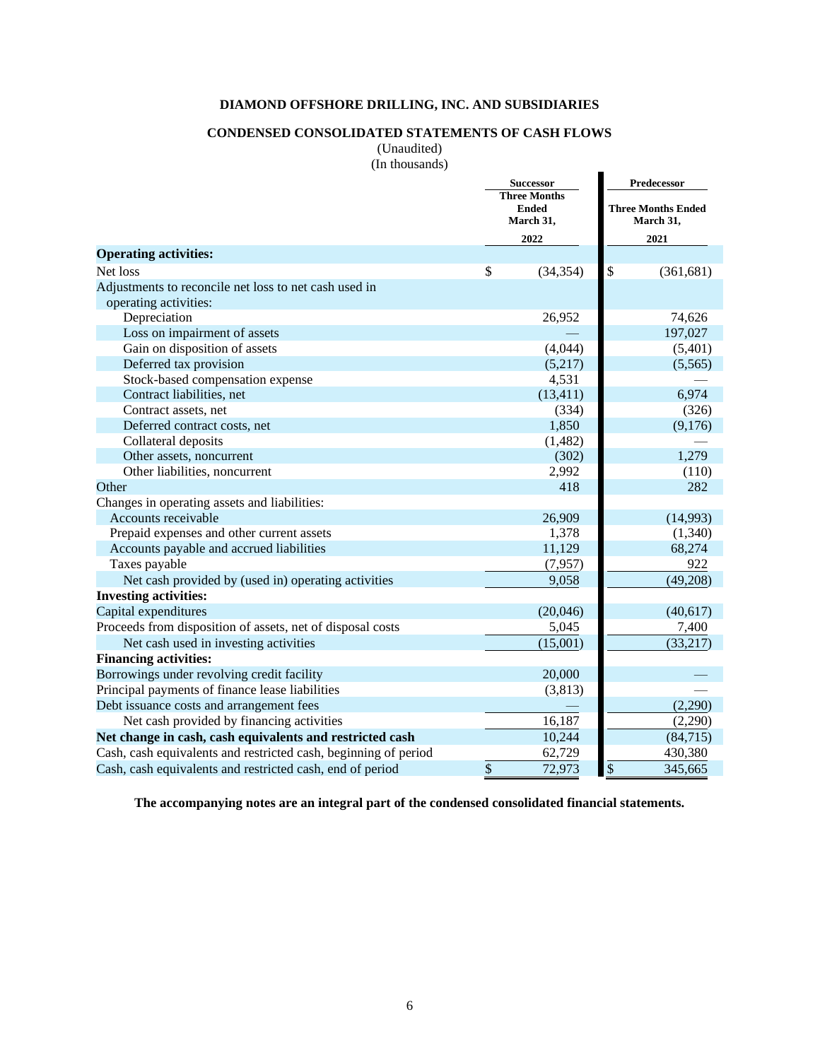**DIAMOND OFFSHORE DRILLING, INC. AND SUBSIDIARIES**

**CONDENSED CONSOLIDATED STATEMENTS OF CASH FLOWS**

(Unaudited)

(In thousands)

| | Successor | Predecessor |
|---|---|---|
| | Three Months Ended March 31, | Three Months Ended March 31, |
| | 2022 | 2021 |
| **Operating activities:** | | |
| Net loss | $ (34,354) | $ (361,681) |
| Adjustments to reconcile net loss to net cash used in operating activities: | | |
| Depreciation | 26,952 | 74,626 |
| Loss on impairment of assets | — | 197,027 |
| Gain on disposition of assets | (4,044) | (5,401) |
| Deferred tax provision | (5,217) | (5,565) |
| Stock-based compensation expense | 4,531 | — |
| Contract liabilities, net | (13,411) | 6,974 |
| Contract assets, net | (334) | (326) |
| Deferred contract costs, net | 1,850 | (9,176) |
| Collateral deposits | (1,482) | — |
| Other assets, noncurrent | (302) | 1,279 |
| Other liabilities, noncurrent | 2,992 | (110) |
| Other | 418 | 282 |
| Changes in operating assets and liabilities: | | |
| Accounts receivable | 26,909 | (14,993) |
| Prepaid expenses and other current assets | 1,378 | (1,340) |
| Accounts payable and accrued liabilities | 11,129 | 68,274 |
| Taxes payable | (7,957) | 922 |
| Net cash provided by (used in) operating activities | 9,058 | (49,208) |
| **Investing activities:** | | |
| Capital expenditures | (20,046) | (40,617) |
| Proceeds from disposition of assets, net of disposal costs | 5,045 | 7,400 |
| Net cash used in investing activities | (15,001) | (33,217) |
| **Financing activities:** | | |
| Borrowings under revolving credit facility | 20,000 | — |
| Principal payments of finance lease liabilities | (3,813) | — |
| Debt issuance costs and arrangement fees | — | (2,290) |
| Net cash provided by financing activities | 16,187 | (2,290) |
| **Net change in cash, cash equivalents and restricted cash** | 10,244 | (84,715) |
| Cash, cash equivalents and restricted cash, beginning of period | 62,729 | 430,380 |
| Cash, cash equivalents and restricted cash, end of period | $ 72,973 | $ 345,665 |

**The accompanying notes are an integral part of the condensed consolidated financial statements.**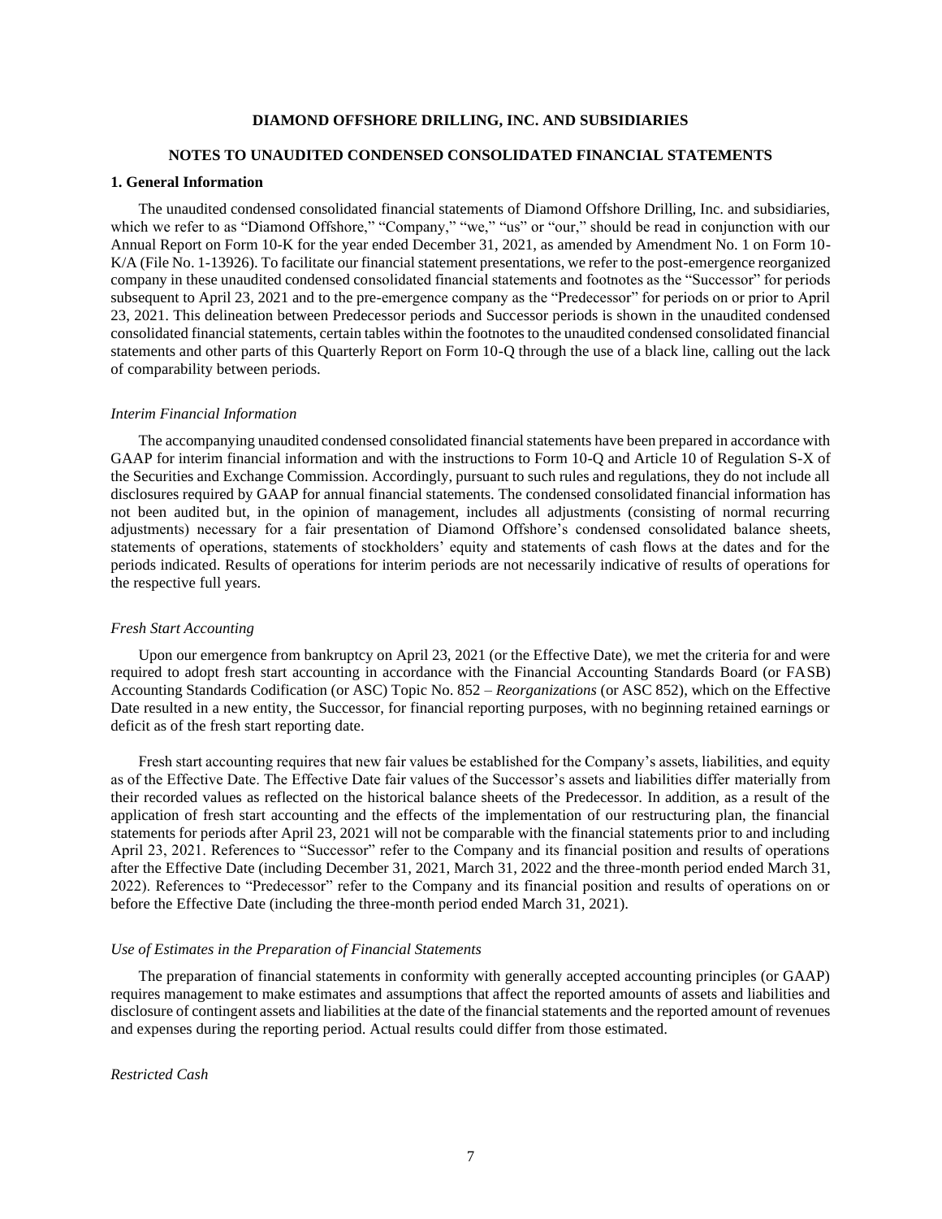**DIAMOND OFFSHORE DRILLING, INC. AND SUBSIDIARIES**

**NOTES TO UNAUDITED CONDENSED CONSOLIDATED FINANCIAL STATEMENTS**

## 1. General Information

The unaudited condensed consolidated financial statements of Diamond Offshore Drilling, Inc. and subsidiaries, which we refer to as "Diamond Offshore," "Company," "we," "us" or "our," should be read in conjunction with our Annual Report on Form 10-K for the year ended December 31, 2021, as amended by Amendment No. 1 on Form 10-K/A (File No. 1-13926). To facilitate our financial statement presentations, we refer to the post-emergence reorganized company in these unaudited condensed consolidated financial statements and footnotes as the "Successor" for periods subsequent to April 23, 2021 and to the pre-emergence company as the "Predecessor" for periods on or prior to April 23, 2021. This delineation between Predecessor periods and Successor periods is shown in the unaudited condensed consolidated financial statements, certain tables within the footnotes to the unaudited condensed consolidated financial statements and other parts of this Quarterly Report on Form 10-Q through the use of a black line, calling out the lack of comparability between periods.

*Interim Financial Information*

The accompanying unaudited condensed consolidated financial statements have been prepared in accordance with GAAP for interim financial information and with the instructions to Form 10-Q and Article 10 of Regulation S-X of the Securities and Exchange Commission. Accordingly, pursuant to such rules and regulations, they do not include all disclosures required by GAAP for annual financial statements. The condensed consolidated financial information has not been audited but, in the opinion of management, includes all adjustments (consisting of normal recurring adjustments) necessary for a fair presentation of Diamond Offshore's condensed consolidated balance sheets, statements of operations, statements of stockholders' equity and statements of cash flows at the dates and for the periods indicated. Results of operations for interim periods are not necessarily indicative of results of operations for the respective full years.

*Fresh Start Accounting*

Upon our emergence from bankruptcy on April 23, 2021 (or the Effective Date), we met the criteria for and were required to adopt fresh start accounting in accordance with the Financial Accounting Standards Board (or FASB) Accounting Standards Codification (or ASC) Topic No. 852 – *Reorganizations* (or ASC 852), which on the Effective Date resulted in a new entity, the Successor, for financial reporting purposes, with no beginning retained earnings or deficit as of the fresh start reporting date.

Fresh start accounting requires that new fair values be established for the Company's assets, liabilities, and equity as of the Effective Date. The Effective Date fair values of the Successor's assets and liabilities differ materially from their recorded values as reflected on the historical balance sheets of the Predecessor. In addition, as a result of the application of fresh start accounting and the effects of the implementation of our restructuring plan, the financial statements for periods after April 23, 2021 will not be comparable with the financial statements prior to and including April 23, 2021. References to "Successor" refer to the Company and its financial position and results of operations after the Effective Date (including December 31, 2021, March 31, 2022 and the three-month period ended March 31, 2022). References to "Predecessor" refer to the Company and its financial position and results of operations on or before the Effective Date (including the three-month period ended March 31, 2021).

*Use of Estimates in the Preparation of Financial Statements*

The preparation of financial statements in conformity with generally accepted accounting principles (or GAAP) requires management to make estimates and assumptions that affect the reported amounts of assets and liabilities and disclosure of contingent assets and liabilities at the date of the financial statements and the reported amount of revenues and expenses during the reporting period. Actual results could differ from those estimated.

*Restricted Cash*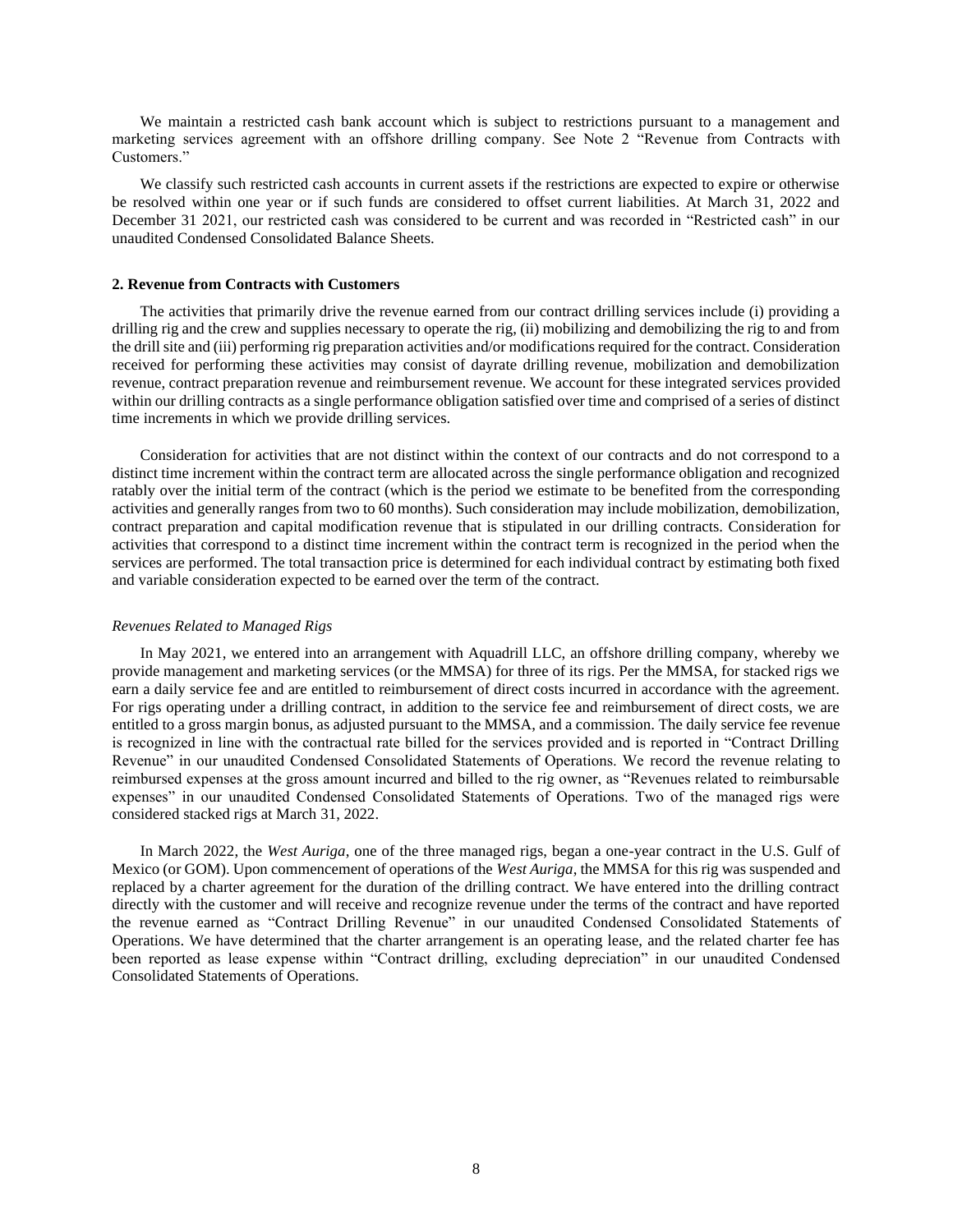We maintain a restricted cash bank account which is subject to restrictions pursuant to a management and marketing services agreement with an offshore drilling company. See Note 2 "Revenue from Contracts with Customers."

We classify such restricted cash accounts in current assets if the restrictions are expected to expire or otherwise be resolved within one year or if such funds are considered to offset current liabilities. At March 31, 2022 and December 31 2021, our restricted cash was considered to be current and was recorded in "Restricted cash" in our unaudited Condensed Consolidated Balance Sheets.

**2. Revenue from Contracts with Customers**

The activities that primarily drive the revenue earned from our contract drilling services include (i) providing a drilling rig and the crew and supplies necessary to operate the rig, (ii) mobilizing and demobilizing the rig to and from the drill site and (iii) performing rig preparation activities and/or modifications required for the contract. Consideration received for performing these activities may consist of dayrate drilling revenue, mobilization and demobilization revenue, contract preparation revenue and reimbursement revenue. We account for these integrated services provided within our drilling contracts as a single performance obligation satisfied over time and comprised of a series of distinct time increments in which we provide drilling services.

Consideration for activities that are not distinct within the context of our contracts and do not correspond to a distinct time increment within the contract term are allocated across the single performance obligation and recognized ratably over the initial term of the contract (which is the period we estimate to be benefited from the corresponding activities and generally ranges from two to 60 months). Such consideration may include mobilization, demobilization, contract preparation and capital modification revenue that is stipulated in our drilling contracts. Consideration for activities that correspond to a distinct time increment within the contract term is recognized in the period when the services are performed. The total transaction price is determined for each individual contract by estimating both fixed and variable consideration expected to be earned over the term of the contract.

*Revenues Related to Managed Rigs*

In May 2021, we entered into an arrangement with Aquadrill LLC, an offshore drilling company, whereby we provide management and marketing services (or the MMSA) for three of its rigs. Per the MMSA, for stacked rigs we earn a daily service fee and are entitled to reimbursement of direct costs incurred in accordance with the agreement. For rigs operating under a drilling contract, in addition to the service fee and reimbursement of direct costs, we are entitled to a gross margin bonus, as adjusted pursuant to the MMSA, and a commission. The daily service fee revenue is recognized in line with the contractual rate billed for the services provided and is reported in "Contract Drilling Revenue" in our unaudited Condensed Consolidated Statements of Operations. We record the revenue relating to reimbursed expenses at the gross amount incurred and billed to the rig owner, as "Revenues related to reimbursable expenses" in our unaudited Condensed Consolidated Statements of Operations. Two of the managed rigs were considered stacked rigs at March 31, 2022.

In March 2022, the *West Auriga*, one of the three managed rigs, began a one-year contract in the U.S. Gulf of Mexico (or GOM). Upon commencement of operations of the *West Auriga*, the MMSA for this rig was suspended and replaced by a charter agreement for the duration of the drilling contract. We have entered into the drilling contract directly with the customer and will receive and recognize revenue under the terms of the contract and have reported the revenue earned as "Contract Drilling Revenue" in our unaudited Condensed Consolidated Statements of Operations. We have determined that the charter arrangement is an operating lease, and the related charter fee has been reported as lease expense within "Contract drilling, excluding depreciation" in our unaudited Condensed Consolidated Statements of Operations.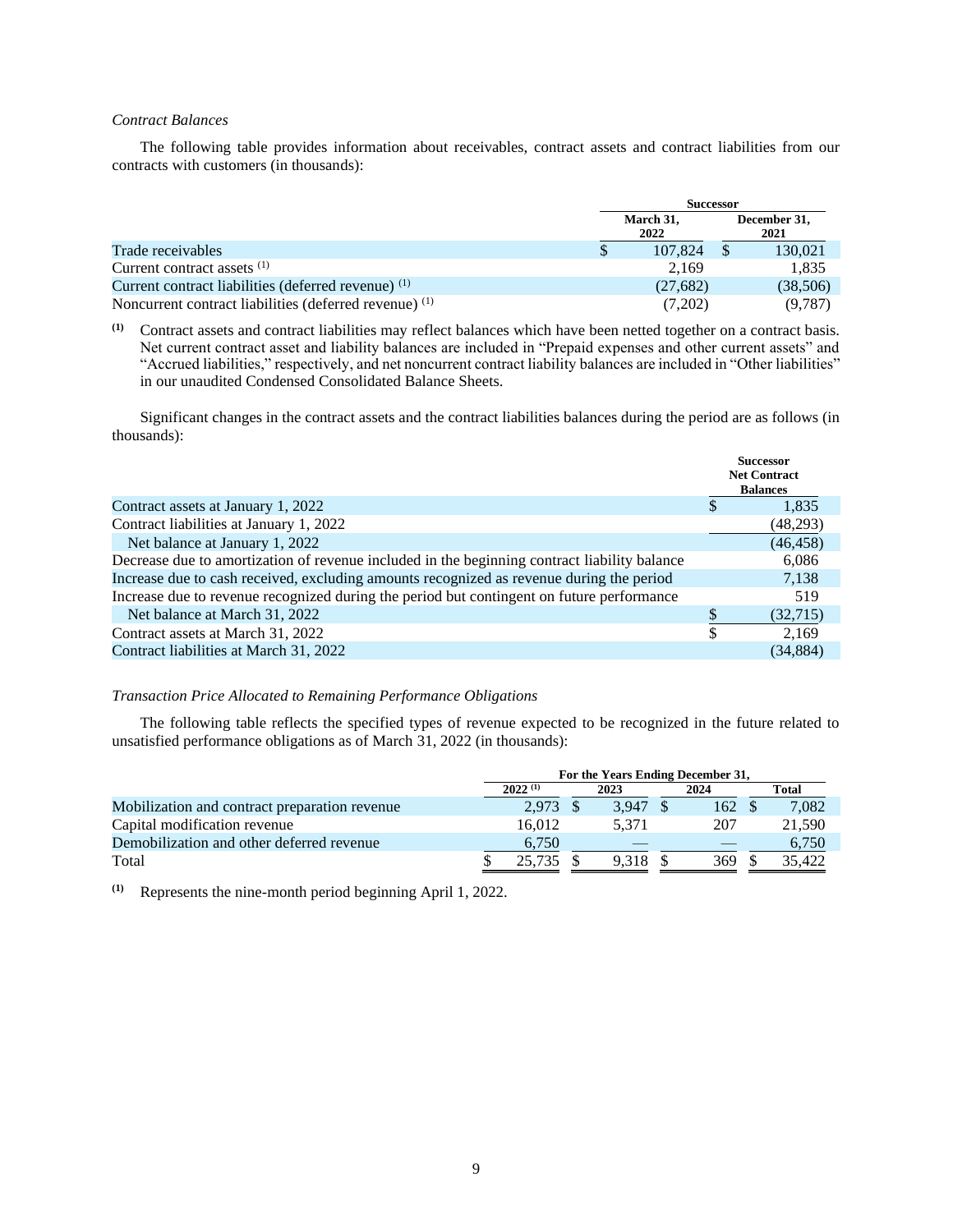*Contract Balances*

The following table provides information about receivables, contract assets and contract liabilities from our contracts with customers (in thousands):

| | Successor | |
|---|---|---|
| | March 31, 2022 | December 31, 2021 |
| Trade receivables | $ 107,824 | $ 130,021 |
| Current contract assets [(1)] | 2,169 | 1,835 |
| Current contract liabilities (deferred revenue) [(1)] | (27,682) | (38,506) |
| Noncurrent contract liabilities (deferred revenue) [(1)] | (7,202) | (9,787) |

[(1)] Contract assets and contract liabilities may reflect balances which have been netted together on a contract basis. Net current contract asset and liability balances are included in "Prepaid expenses and other current assets" and "Accrued liabilities," respectively, and net noncurrent contract liability balances are included in "Other liabilities" in our unaudited Condensed Consolidated Balance Sheets.

Significant changes in the contract assets and the contract liabilities balances during the period are as follows (in thousands):

| | Successor Net Contract Balances |
|---|---|
| Contract assets at January 1, 2022 | $ 1,835 |
| Contract liabilities at January 1, 2022 | (48,293) |
| Net balance at January 1, 2022 | (46,458) |
| Decrease due to amortization of revenue included in the beginning contract liability balance | 6,086 |
| Increase due to cash received, excluding amounts recognized as revenue during the period | 7,138 |
| Increase due to revenue recognized during the period but contingent on future performance | 519 |
| Net balance at March 31, 2022 | $ (32,715) |
| Contract assets at March 31, 2022 | $ 2,169 |
| Contract liabilities at March 31, 2022 | (34,884) |

*Transaction Price Allocated to Remaining Performance Obligations*

The following table reflects the specified types of revenue expected to be recognized in the future related to unsatisfied performance obligations as of March 31, 2022 (in thousands):

| | For the Years Ending December 31, | | | |
|---|---|---|---|---|
| | 2022 [(1)] | 2023 | 2024 | Total |
| Mobilization and contract preparation revenue | 2,973 | $ 3,947 | $ 162 | $ 7,082 |
| Capital modification revenue | 16,012 | 5,371 | 207 | 21,590 |
| Demobilization and other deferred revenue | 6,750 | — | — | 6,750 |
| Total | $ 25,735 | $ 9,318 | $ 369 | $ 35,422 |

[(1)] Represents the nine-month period beginning April 1, 2022.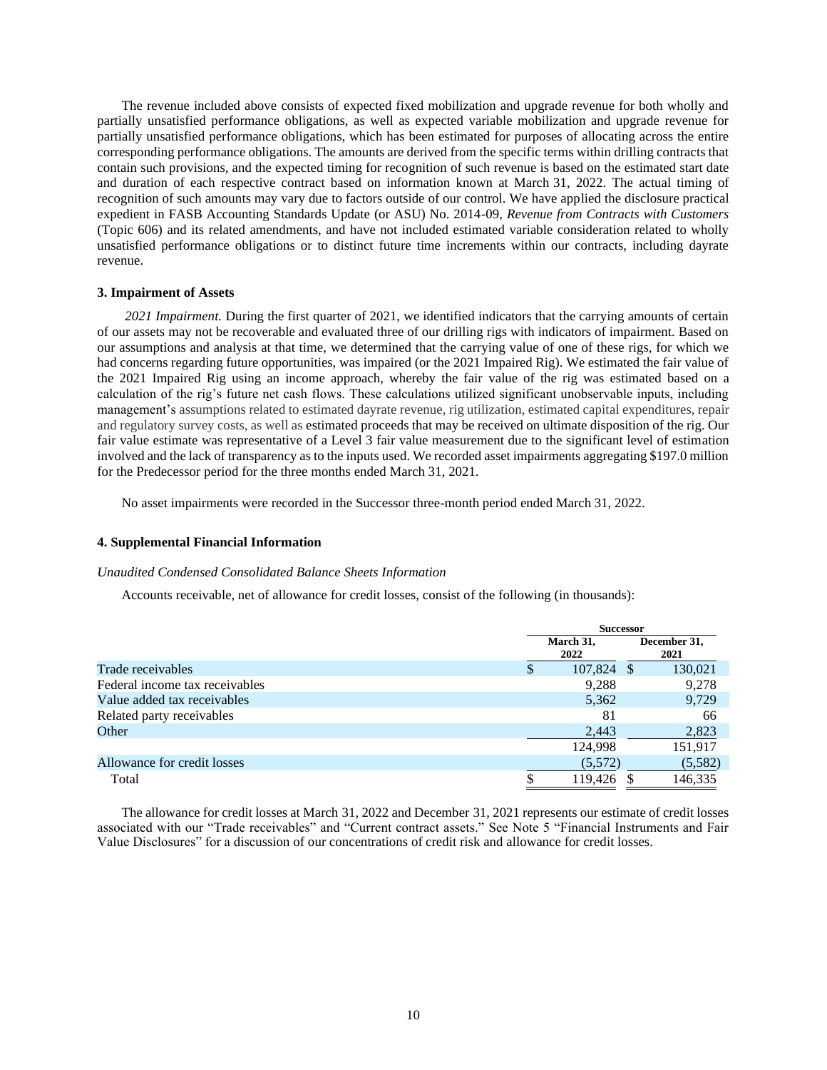The revenue included above consists of expected fixed mobilization and upgrade revenue for both wholly and partially unsatisfied performance obligations, as well as expected variable mobilization and upgrade revenue for partially unsatisfied performance obligations, which has been estimated for purposes of allocating across the entire corresponding performance obligations. The amounts are derived from the specific terms within drilling contracts that contain such provisions, and the expected timing for recognition of such revenue is based on the estimated start date and duration of each respective contract based on information known at March 31, 2022. The actual timing of recognition of such amounts may vary due to factors outside of our control. We have applied the disclosure practical expedient in FASB Accounting Standards Update (or ASU) No. 2014-09, *Revenue from Contracts with Customers* (Topic 606) and its related amendments, and have not included estimated variable consideration related to wholly unsatisfied performance obligations or to distinct future time increments within our contracts, including dayrate revenue.

**3. Impairment of Assets**

*2021 Impairment.* During the first quarter of 2021, we identified indicators that the carrying amounts of certain of our assets may not be recoverable and evaluated three of our drilling rigs with indicators of impairment. Based on our assumptions and analysis at that time, we determined that the carrying value of one of these rigs, for which we had concerns regarding future opportunities, was impaired (or the 2021 Impaired Rig). We estimated the fair value of the 2021 Impaired Rig using an income approach, whereby the fair value of the rig was estimated based on a calculation of the rig's future net cash flows. These calculations utilized significant unobservable inputs, including management's assumptions related to estimated dayrate revenue, rig utilization, estimated capital expenditures, repair and regulatory survey costs, as well as estimated proceeds that may be received on ultimate disposition of the rig. Our fair value estimate was representative of a Level 3 fair value measurement due to the significant level of estimation involved and the lack of transparency as to the inputs used. We recorded asset impairments aggregating $197.0 million for the Predecessor period for the three months ended March 31, 2021.

No asset impairments were recorded in the Successor three-month period ended March 31, 2022.

**4. Supplemental Financial Information**

*Unaudited Condensed Consolidated Balance Sheets Information*

Accounts receivable, net of allowance for credit losses, consist of the following (in thousands):

| | Successor | |
|---|---|---|
| | March 31, 2022 | December 31, 2021 |
| Trade receivables | $ 107,824 | $ 130,021 |
| Federal income tax receivables | 9,288 | 9,278 |
| Value added tax receivables | 5,362 | 9,729 |
| Related party receivables | 81 | 66 |
| Other | 2,443 | 2,823 |
| | 124,998 | 151,917 |
| Allowance for credit losses | (5,572) | (5,582) |
| Total | $ 119,426 | $ 146,335 |

The allowance for credit losses at March 31, 2022 and December 31, 2021 represents our estimate of credit losses associated with our "Trade receivables" and "Current contract assets." See Note 5 "Financial Instruments and Fair Value Disclosures" for a discussion of our concentrations of credit risk and allowance for credit losses.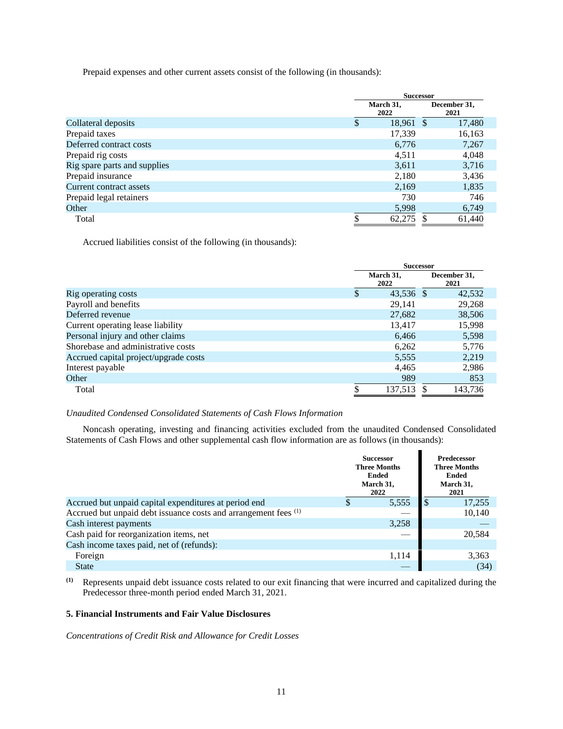Prepaid expenses and other current assets consist of the following (in thousands):

| | Successor | |
|---|---|---|
| | March 31, 2022 | December 31, 2021 |
| Collateral deposits | $ 18,961 | $ 17,480 |
| Prepaid taxes | 17,339 | 16,163 |
| Deferred contract costs | 6,776 | 7,267 |
| Prepaid rig costs | 4,511 | 4,048 |
| Rig spare parts and supplies | 3,611 | 3,716 |
| Prepaid insurance | 2,180 | 3,436 |
| Current contract assets | 2,169 | 1,835 |
| Prepaid legal retainers | 730 | 746 |
| Other | 5,998 | 6,749 |
| Total | $ 62,275 | $ 61,440 |

Accrued liabilities consist of the following (in thousands):

| | Successor | |
|---|---|---|
| | March 31, 2022 | December 31, 2021 |
| Rig operating costs | $ 43,536 | $ 42,532 |
| Payroll and benefits | 29,141 | 29,268 |
| Deferred revenue | 27,682 | 38,506 |
| Current operating lease liability | 13,417 | 15,998 |
| Personal injury and other claims | 6,466 | 5,598 |
| Shorebase and administrative costs | 6,262 | 5,776 |
| Accrued capital project/upgrade costs | 5,555 | 2,219 |
| Interest payable | 4,465 | 2,986 |
| Other | 989 | 853 |
| Total | $ 137,513 | $ 143,736 |

*Unaudited Condensed Consolidated Statements of Cash Flows Information*

Noncash operating, investing and financing activities excluded from the unaudited Condensed Consolidated Statements of Cash Flows and other supplemental cash flow information are as follows (in thousands):

| | Successor Three Months Ended March 31, 2022 | Predecessor Three Months Ended March 31, 2021 |
|---|---|---|
| Accrued but unpaid capital expenditures at period end | $ 5,555 | $ 17,255 |
| Accrued but unpaid debt issuance costs and arrangement fees [(1)] | — | 10,140 |
| Cash interest payments | 3,258 | — |
| Cash paid for reorganization items, net | — | 20,584 |
| Cash income taxes paid, net of (refunds): | | |
| Foreign | 1,114 | 3,363 |
| State | — | (34) |

[(1)] Represents unpaid debt issuance costs related to our exit financing that were incurred and capitalized during the Predecessor three-month period ended March 31, 2021.

## 5. Financial Instruments and Fair Value Disclosures

*Concentrations of Credit Risk and Allowance for Credit Losses*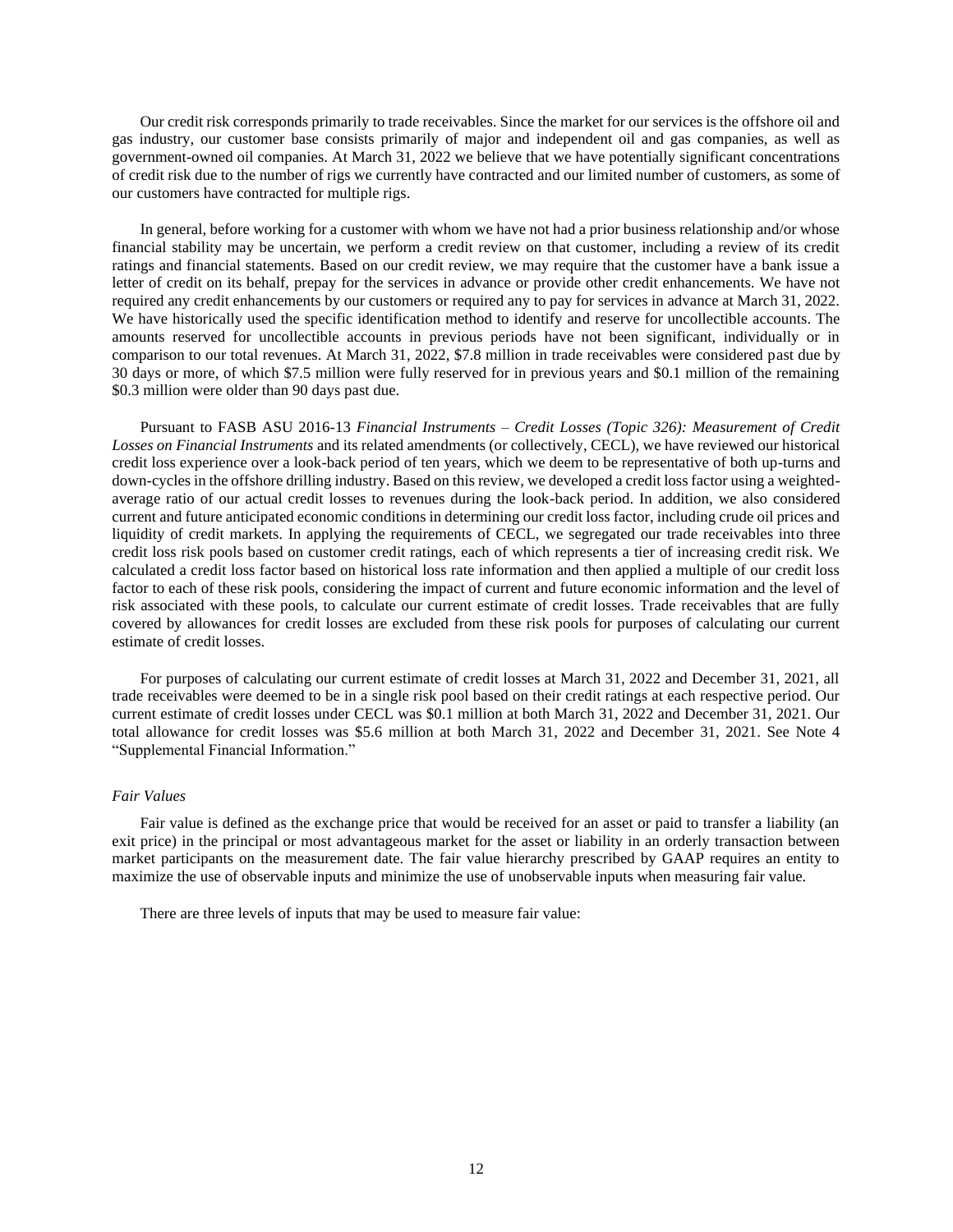Our credit risk corresponds primarily to trade receivables. Since the market for our services is the offshore oil and gas industry, our customer base consists primarily of major and independent oil and gas companies, as well as government-owned oil companies. At March 31, 2022 we believe that we have potentially significant concentrations of credit risk due to the number of rigs we currently have contracted and our limited number of customers, as some of our customers have contracted for multiple rigs.

In general, before working for a customer with whom we have not had a prior business relationship and/or whose financial stability may be uncertain, we perform a credit review on that customer, including a review of its credit ratings and financial statements. Based on our credit review, we may require that the customer have a bank issue a letter of credit on its behalf, prepay for the services in advance or provide other credit enhancements. We have not required any credit enhancements by our customers or required any to pay for services in advance at March 31, 2022. We have historically used the specific identification method to identify and reserve for uncollectible accounts. The amounts reserved for uncollectible accounts in previous periods have not been significant, individually or in comparison to our total revenues. At March 31, 2022, $7.8 million in trade receivables were considered past due by 30 days or more, of which $7.5 million were fully reserved for in previous years and $0.1 million of the remaining $0.3 million were older than 90 days past due.

Pursuant to FASB ASU 2016-13 *Financial Instruments – Credit Losses (Topic 326): Measurement of Credit Losses on Financial Instruments* and its related amendments (or collectively, CECL), we have reviewed our historical credit loss experience over a look-back period of ten years, which we deem to be representative of both up-turns and down-cycles in the offshore drilling industry. Based on this review, we developed a credit loss factor using a weighted-average ratio of our actual credit losses to revenues during the look-back period. In addition, we also considered current and future anticipated economic conditions in determining our credit loss factor, including crude oil prices and liquidity of credit markets. In applying the requirements of CECL, we segregated our trade receivables into three credit loss risk pools based on customer credit ratings, each of which represents a tier of increasing credit risk. We calculated a credit loss factor based on historical loss rate information and then applied a multiple of our credit loss factor to each of these risk pools, considering the impact of current and future economic information and the level of risk associated with these pools, to calculate our current estimate of credit losses. Trade receivables that are fully covered by allowances for credit losses are excluded from these risk pools for purposes of calculating our current estimate of credit losses.

For purposes of calculating our current estimate of credit losses at March 31, 2022 and December 31, 2021, all trade receivables were deemed to be in a single risk pool based on their credit ratings at each respective period. Our current estimate of credit losses under CECL was $0.1 million at both March 31, 2022 and December 31, 2021. Our total allowance for credit losses was $5.6 million at both March 31, 2022 and December 31, 2021. See Note 4 "Supplemental Financial Information."

*Fair Values*

Fair value is defined as the exchange price that would be received for an asset or paid to transfer a liability (an exit price) in the principal or most advantageous market for the asset or liability in an orderly transaction between market participants on the measurement date. The fair value hierarchy prescribed by GAAP requires an entity to maximize the use of observable inputs and minimize the use of unobservable inputs when measuring fair value.

There are three levels of inputs that may be used to measure fair value: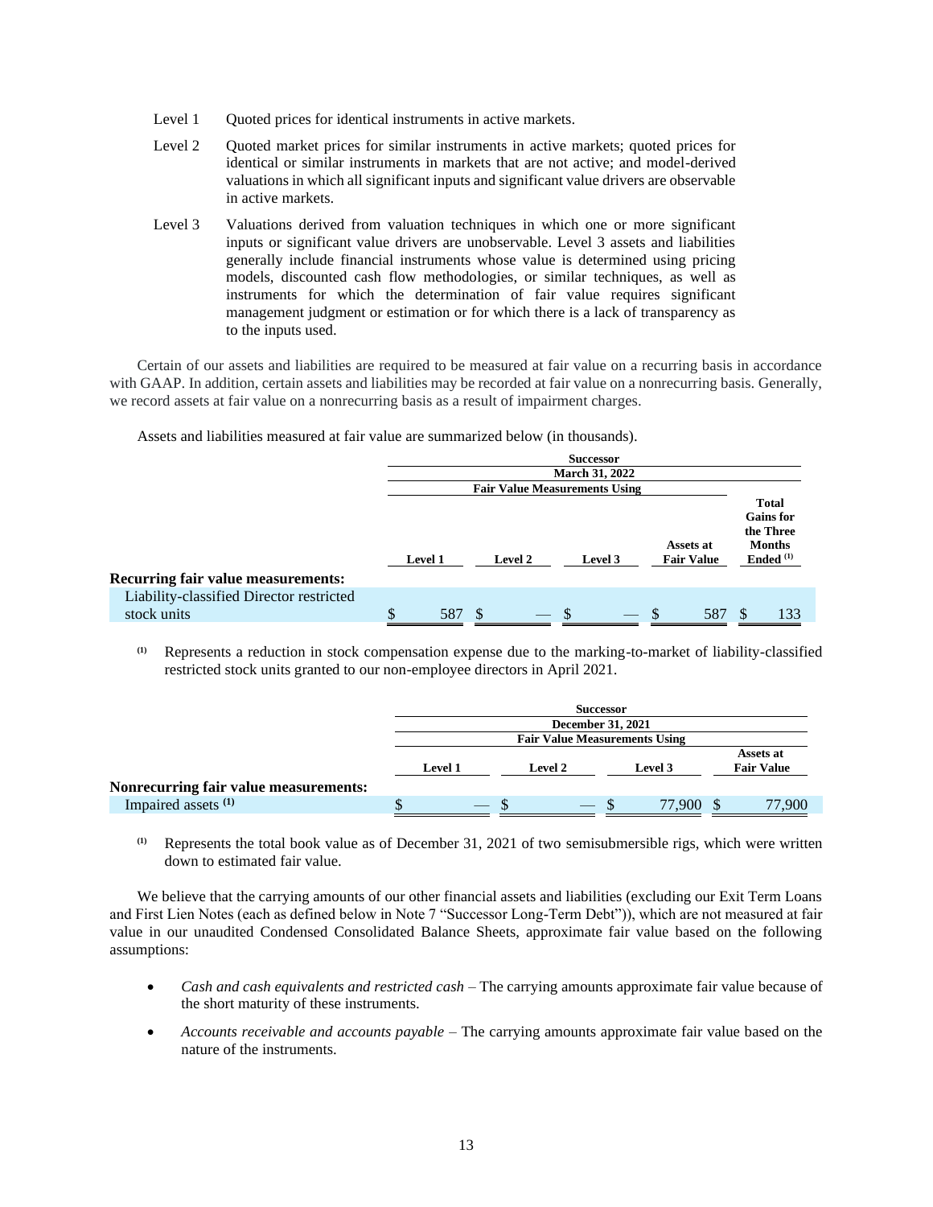| | |
|---|---|
| Level 1 | Quoted prices for identical instruments in active markets. |
| Level 2 | Quoted market prices for similar instruments in active markets; quoted prices for identical or similar instruments in markets that are not active; and model-derived valuations in which all significant inputs and significant value drivers are observable in active markets. |
| Level 3 | Valuations derived from valuation techniques in which one or more significant inputs or significant value drivers are unobservable. Level 3 assets and liabilities generally include financial instruments whose value is determined using pricing models, discounted cash flow methodologies, or similar techniques, as well as instruments for which the determination of fair value requires significant management judgment or estimation or for which there is a lack of transparency as to the inputs used. |

Certain of our assets and liabilities are required to be measured at fair value on a recurring basis in accordance with GAAP. In addition, certain assets and liabilities may be recorded at fair value on a nonrecurring basis. Generally, we record assets at fair value on a nonrecurring basis as a result of impairment charges.

Assets and liabilities measured at fair value are summarized below (in thousands).

| | Successor | | | | |
|---|---|---|---|---|---|
| | March 31, 2022 | | | | |
| | Fair Value Measurements Using | | | | |
| | Level 1 | Level 2 | Level 3 | Assets at Fair Value | Total Gains for the Three Months Ended [(1)] |
| **Recurring fair value measurements:** | | | | | |
| Liability-classified Director restricted stock units | $ 587 | $ — | $ — | $ 587 | $ 133 |

[(1)] Represents a reduction in stock compensation expense due to the marking-to-market of liability-classified restricted stock units granted to our non-employee directors in April 2021.

| | Successor | | | |
|---|---|---|---|---|
| | December 31, 2021 | | | |
| | Fair Value Measurements Using | | | |
| | Level 1 | Level 2 | Level 3 | Assets at Fair Value |
| **Nonrecurring fair value measurements:** | | | | |
| Impaired assets [(1)] | $ — | $ — | $ 77,900 | $ 77,900 |

[(1)] Represents the total book value as of December 31, 2021 of two semisubmersible rigs, which were written down to estimated fair value.

We believe that the carrying amounts of our other financial assets and liabilities (excluding our Exit Term Loans and First Lien Notes (each as defined below in Note 7 "Successor Long-Term Debt")), which are not measured at fair value in our unaudited Condensed Consolidated Balance Sheets, approximate fair value based on the following assumptions:

- *Cash and cash equivalents and restricted cash* – The carrying amounts approximate fair value because of the short maturity of these instruments.
- *Accounts receivable and accounts payable* – The carrying amounts approximate fair value based on the nature of the instruments.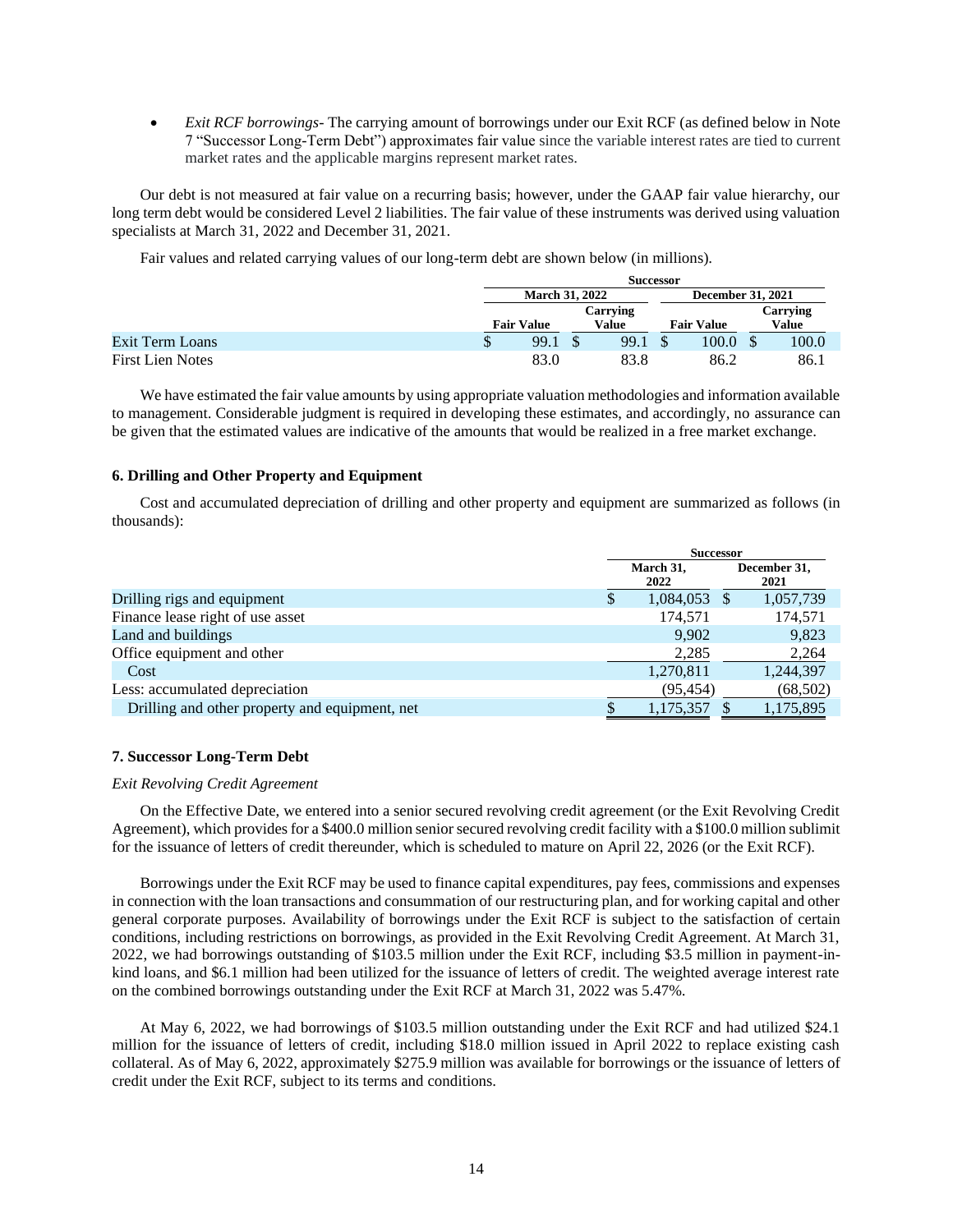- *Exit RCF borrowings*- The carrying amount of borrowings under our Exit RCF (as defined below in Note 7 "Successor Long-Term Debt") approximates fair value since the variable interest rates are tied to current market rates and the applicable margins represent market rates.

Our debt is not measured at fair value on a recurring basis; however, under the GAAP fair value hierarchy, our long term debt would be considered Level 2 liabilities. The fair value of these instruments was derived using valuation specialists at March 31, 2022 and December 31, 2021.

Fair values and related carrying values of our long-term debt are shown below (in millions).

| | Successor | | | |
|---|---|---|---|---|
| | March 31, 2022 | | December 31, 2021 | |
| | Fair Value | Carrying Value | Fair Value | Carrying Value |
| Exit Term Loans | $ 99.1 | $ 99.1 | $ 100.0 | $ 100.0 |
| First Lien Notes | 83.0 | 83.8 | 86.2 | 86.1 |

We have estimated the fair value amounts by using appropriate valuation methodologies and information available to management. Considerable judgment is required in developing these estimates, and accordingly, no assurance can be given that the estimated values are indicative of the amounts that would be realized in a free market exchange.

#### 6. Drilling and Other Property and Equipment

Cost and accumulated depreciation of drilling and other property and equipment are summarized as follows (in thousands):

| | Successor | |
|---|---|---|
| | March 31, 2022 | December 31, 2021 |
| Drilling rigs and equipment | $ 1,084,053 | $ 1,057,739 |
| Finance lease right of use asset | 174,571 | 174,571 |
| Land and buildings | 9,902 | 9,823 |
| Office equipment and other | 2,285 | 2,264 |
| Cost | 1,270,811 | 1,244,397 |
| Less: accumulated depreciation | (95,454) | (68,502) |
| Drilling and other property and equipment, net | $ 1,175,357 | $ 1,175,895 |

#### 7. Successor Long-Term Debt

*Exit Revolving Credit Agreement*

On the Effective Date, we entered into a senior secured revolving credit agreement (or the Exit Revolving Credit Agreement), which provides for a $400.0 million senior secured revolving credit facility with a $100.0 million sublimit for the issuance of letters of credit thereunder, which is scheduled to mature on April 22, 2026 (or the Exit RCF).

Borrowings under the Exit RCF may be used to finance capital expenditures, pay fees, commissions and expenses in connection with the loan transactions and consummation of our restructuring plan, and for working capital and other general corporate purposes. Availability of borrowings under the Exit RCF is subject to the satisfaction of certain conditions, including restrictions on borrowings, as provided in the Exit Revolving Credit Agreement. At March 31, 2022, we had borrowings outstanding of $103.5 million under the Exit RCF, including $3.5 million in payment-in-kind loans, and $6.1 million had been utilized for the issuance of letters of credit. The weighted average interest rate on the combined borrowings outstanding under the Exit RCF at March 31, 2022 was 5.47%.

At May 6, 2022, we had borrowings of $103.5 million outstanding under the Exit RCF and had utilized $24.1 million for the issuance of letters of credit, including $18.0 million issued in April 2022 to replace existing cash collateral. As of May 6, 2022, approximately $275.9 million was available for borrowings or the issuance of letters of credit under the Exit RCF, subject to its terms and conditions.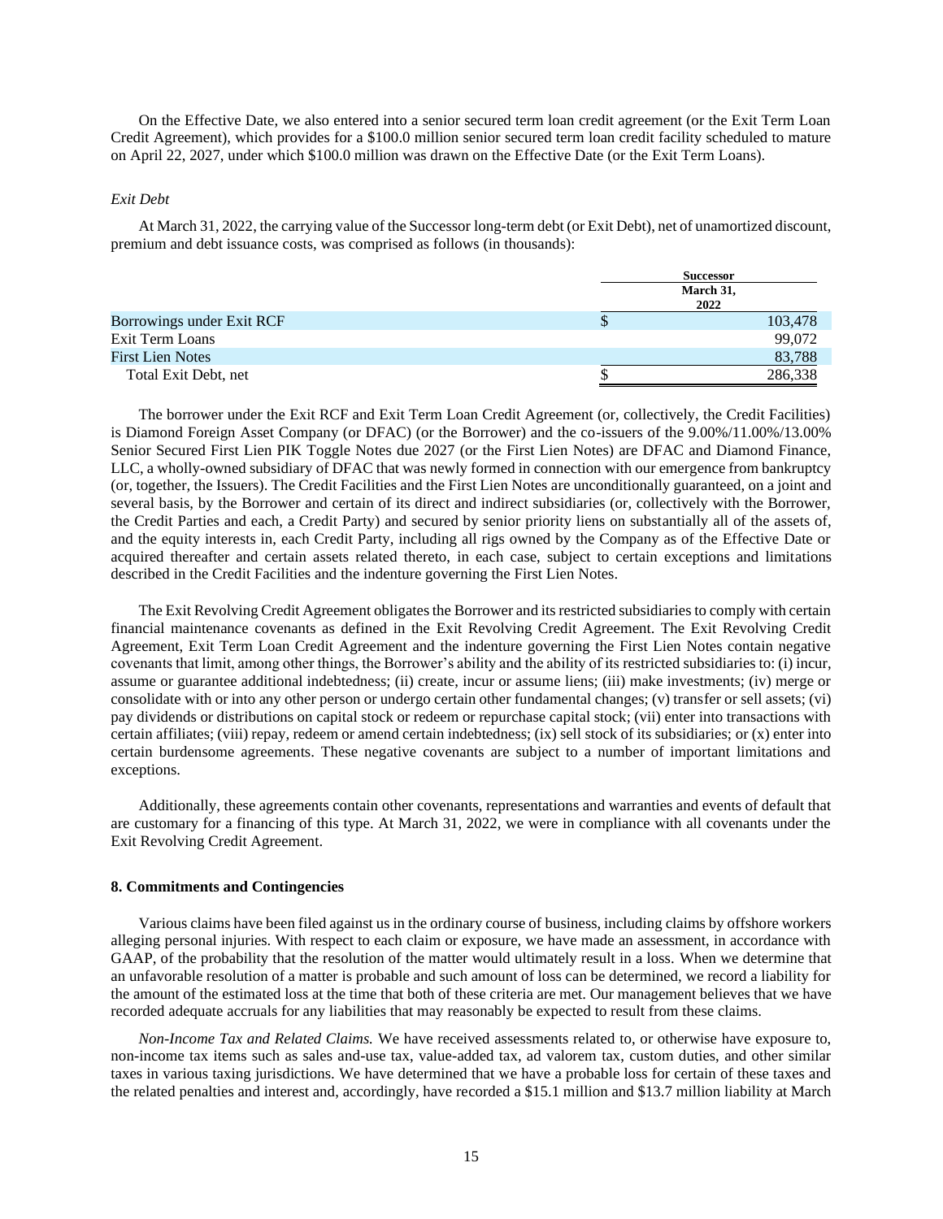On the Effective Date, we also entered into a senior secured term loan credit agreement (or the Exit Term Loan Credit Agreement), which provides for a $100.0 million senior secured term loan credit facility scheduled to mature on April 22, 2027, under which $100.0 million was drawn on the Effective Date (or the Exit Term Loans).

*Exit Debt*

At March 31, 2022, the carrying value of the Successor long-term debt (or Exit Debt), net of unamortized discount, premium and debt issuance costs, was comprised as follows (in thousands):

| | Successor March 31, 2022 |
|---|---|
| Borrowings under Exit RCF | $ 103,478 |
| Exit Term Loans | 99,072 |
| First Lien Notes | 83,788 |
| Total Exit Debt, net | $ 286,338 |

The borrower under the Exit RCF and Exit Term Loan Credit Agreement (or, collectively, the Credit Facilities) is Diamond Foreign Asset Company (or DFAC) (or the Borrower) and the co-issuers of the 9.00%/11.00%/13.00% Senior Secured First Lien PIK Toggle Notes due 2027 (or the First Lien Notes) are DFAC and Diamond Finance, LLC, a wholly-owned subsidiary of DFAC that was newly formed in connection with our emergence from bankruptcy (or, together, the Issuers). The Credit Facilities and the First Lien Notes are unconditionally guaranteed, on a joint and several basis, by the Borrower and certain of its direct and indirect subsidiaries (or, collectively with the Borrower, the Credit Parties and each, a Credit Party) and secured by senior priority liens on substantially all of the assets of, and the equity interests in, each Credit Party, including all rigs owned by the Company as of the Effective Date or acquired thereafter and certain assets related thereto, in each case, subject to certain exceptions and limitations described in the Credit Facilities and the indenture governing the First Lien Notes.

The Exit Revolving Credit Agreement obligates the Borrower and its restricted subsidiaries to comply with certain financial maintenance covenants as defined in the Exit Revolving Credit Agreement. The Exit Revolving Credit Agreement, Exit Term Loan Credit Agreement and the indenture governing the First Lien Notes contain negative covenants that limit, among other things, the Borrower's ability and the ability of its restricted subsidiaries to: (i) incur, assume or guarantee additional indebtedness; (ii) create, incur or assume liens; (iii) make investments; (iv) merge or consolidate with or into any other person or undergo certain other fundamental changes; (v) transfer or sell assets; (vi) pay dividends or distributions on capital stock or redeem or repurchase capital stock; (vii) enter into transactions with certain affiliates; (viii) repay, redeem or amend certain indebtedness; (ix) sell stock of its subsidiaries; or (x) enter into certain burdensome agreements. These negative covenants are subject to a number of important limitations and exceptions.

Additionally, these agreements contain other covenants, representations and warranties and events of default that are customary for a financing of this type. At March 31, 2022, we were in compliance with all covenants under the Exit Revolving Credit Agreement.

**8. Commitments and Contingencies**

Various claims have been filed against us in the ordinary course of business, including claims by offshore workers alleging personal injuries. With respect to each claim or exposure, we have made an assessment, in accordance with GAAP, of the probability that the resolution of the matter would ultimately result in a loss. When we determine that an unfavorable resolution of a matter is probable and such amount of loss can be determined, we record a liability for the amount of the estimated loss at the time that both of these criteria are met. Our management believes that we have recorded adequate accruals for any liabilities that may reasonably be expected to result from these claims.

*Non-Income Tax and Related Claims.* We have received assessments related to, or otherwise have exposure to, non-income tax items such as sales and-use tax, value-added tax, ad valorem tax, custom duties, and other similar taxes in various taxing jurisdictions. We have determined that we have a probable loss for certain of these taxes and the related penalties and interest and, accordingly, have recorded a $15.1 million and $13.7 million liability at March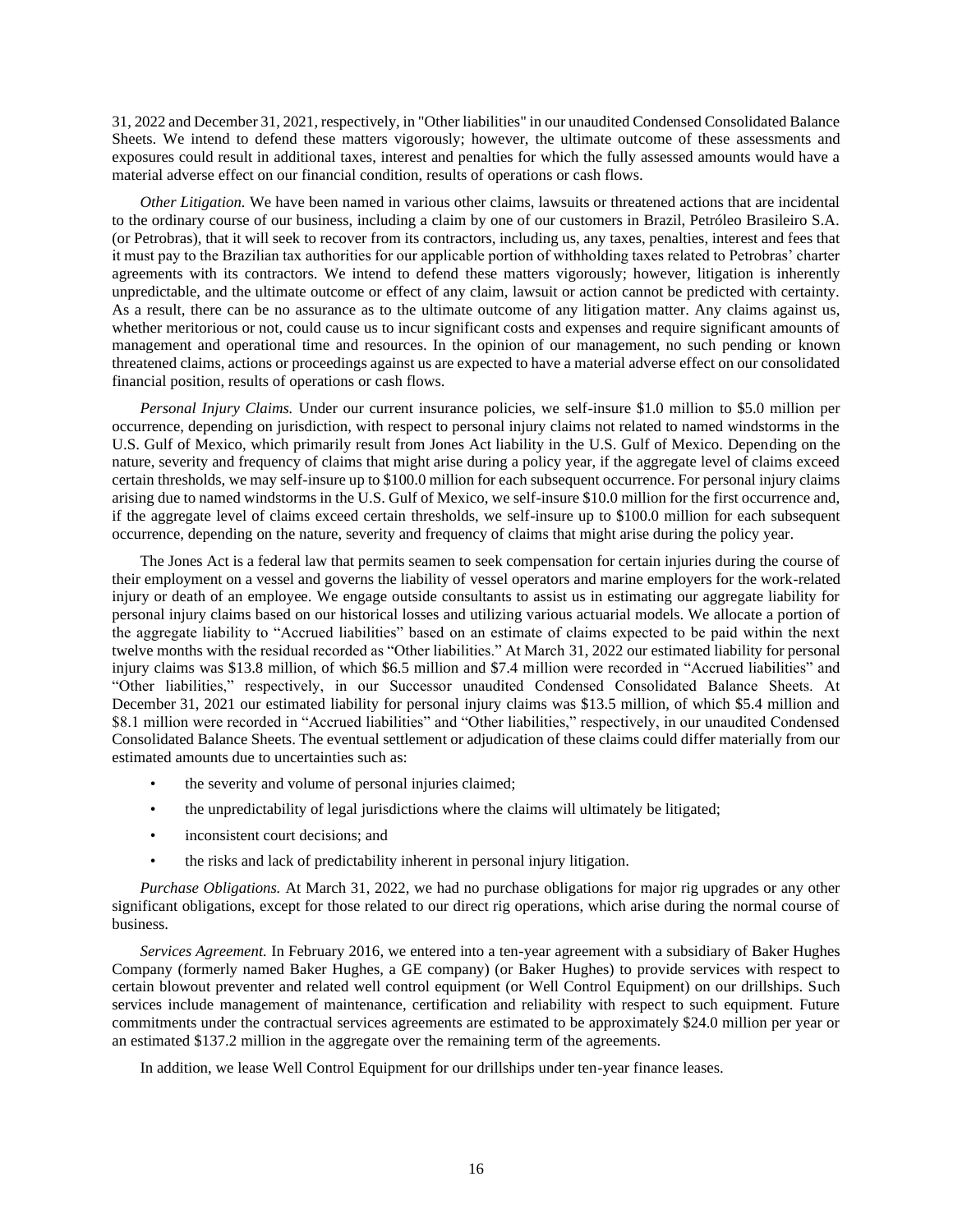31, 2022 and December 31, 2021, respectively, in "Other liabilities" in our unaudited Condensed Consolidated Balance Sheets. We intend to defend these matters vigorously; however, the ultimate outcome of these assessments and exposures could result in additional taxes, interest and penalties for which the fully assessed amounts would have a material adverse effect on our financial condition, results of operations or cash flows.

*Other Litigation.* We have been named in various other claims, lawsuits or threatened actions that are incidental to the ordinary course of our business, including a claim by one of our customers in Brazil, Petróleo Brasileiro S.A. (or Petrobras), that it will seek to recover from its contractors, including us, any taxes, penalties, interest and fees that it must pay to the Brazilian tax authorities for our applicable portion of withholding taxes related to Petrobras' charter agreements with its contractors. We intend to defend these matters vigorously; however, litigation is inherently unpredictable, and the ultimate outcome or effect of any claim, lawsuit or action cannot be predicted with certainty. As a result, there can be no assurance as to the ultimate outcome of any litigation matter. Any claims against us, whether meritorious or not, could cause us to incur significant costs and expenses and require significant amounts of management and operational time and resources. In the opinion of our management, no such pending or known threatened claims, actions or proceedings against us are expected to have a material adverse effect on our consolidated financial position, results of operations or cash flows.

*Personal Injury Claims.* Under our current insurance policies, we self-insure $1.0 million to $5.0 million per occurrence, depending on jurisdiction, with respect to personal injury claims not related to named windstorms in the U.S. Gulf of Mexico, which primarily result from Jones Act liability in the U.S. Gulf of Mexico. Depending on the nature, severity and frequency of claims that might arise during a policy year, if the aggregate level of claims exceed certain thresholds, we may self-insure up to $100.0 million for each subsequent occurrence. For personal injury claims arising due to named windstorms in the U.S. Gulf of Mexico, we self-insure $10.0 million for the first occurrence and, if the aggregate level of claims exceed certain thresholds, we self-insure up to $100.0 million for each subsequent occurrence, depending on the nature, severity and frequency of claims that might arise during the policy year.

The Jones Act is a federal law that permits seamen to seek compensation for certain injuries during the course of their employment on a vessel and governs the liability of vessel operators and marine employers for the work-related injury or death of an employee. We engage outside consultants to assist us in estimating our aggregate liability for personal injury claims based on our historical losses and utilizing various actuarial models. We allocate a portion of the aggregate liability to "Accrued liabilities" based on an estimate of claims expected to be paid within the next twelve months with the residual recorded as "Other liabilities." At March 31, 2022 our estimated liability for personal injury claims was $13.8 million, of which $6.5 million and $7.4 million were recorded in "Accrued liabilities" and "Other liabilities," respectively, in our Successor unaudited Condensed Consolidated Balance Sheets. At December 31, 2021 our estimated liability for personal injury claims was $13.5 million, of which $5.4 million and $8.1 million were recorded in "Accrued liabilities" and "Other liabilities," respectively, in our unaudited Condensed Consolidated Balance Sheets. The eventual settlement or adjudication of these claims could differ materially from our estimated amounts due to uncertainties such as:

- the severity and volume of personal injuries claimed;
- the unpredictability of legal jurisdictions where the claims will ultimately be litigated;
- inconsistent court decisions; and
- the risks and lack of predictability inherent in personal injury litigation.

*Purchase Obligations.* At March 31, 2022, we had no purchase obligations for major rig upgrades or any other significant obligations, except for those related to our direct rig operations, which arise during the normal course of business.

*Services Agreement.* In February 2016, we entered into a ten-year agreement with a subsidiary of Baker Hughes Company (formerly named Baker Hughes, a GE company) (or Baker Hughes) to provide services with respect to certain blowout preventer and related well control equipment (or Well Control Equipment) on our drillships. Such services include management of maintenance, certification and reliability with respect to such equipment. Future commitments under the contractual services agreements are estimated to be approximately $24.0 million per year or an estimated $137.2 million in the aggregate over the remaining term of the agreements.

In addition, we lease Well Control Equipment for our drillships under ten-year finance leases.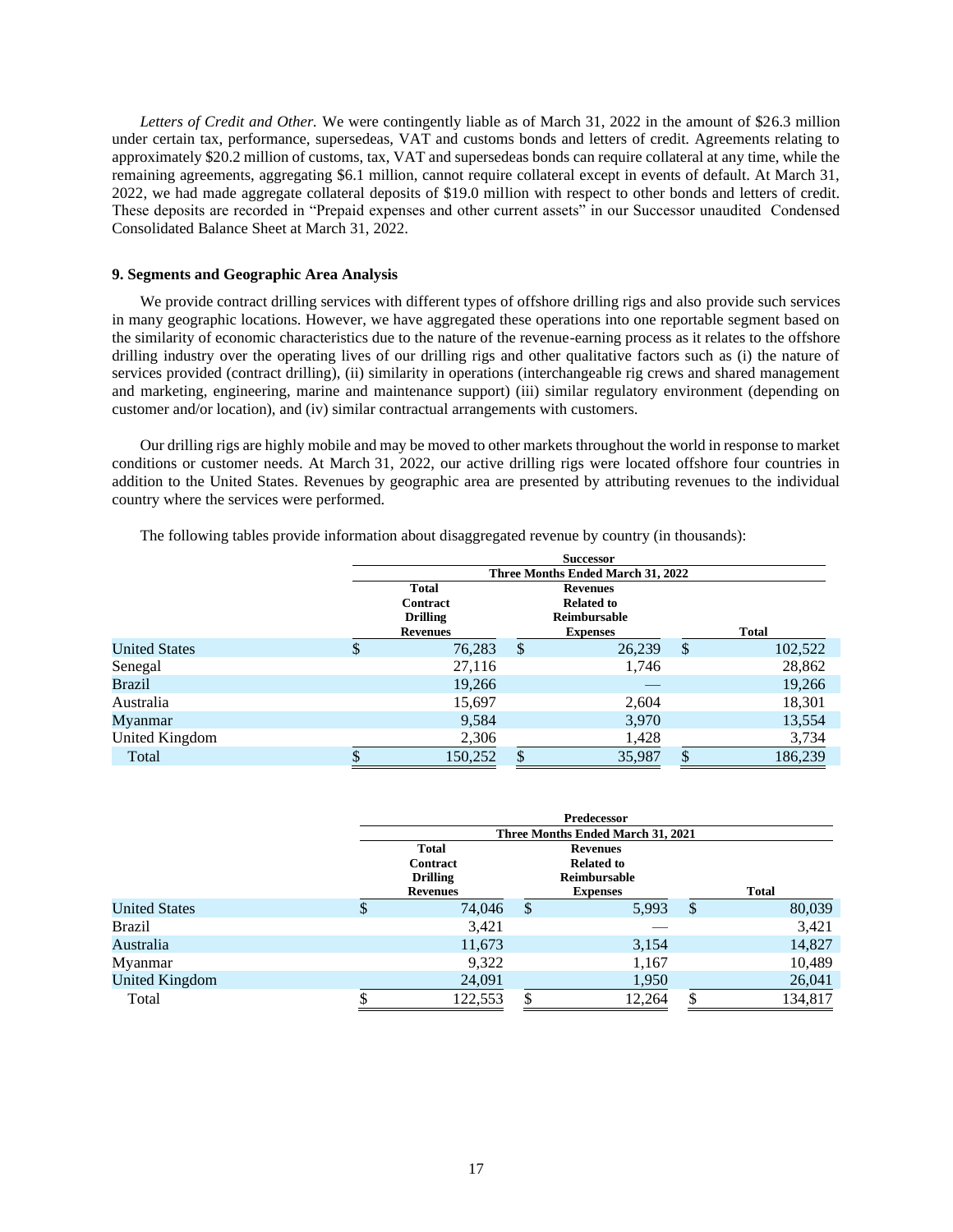*Letters of Credit and Other.* We were contingently liable as of March 31, 2022 in the amount of $26.3 million under certain tax, performance, supersedeas, VAT and customs bonds and letters of credit. Agreements relating to approximately $20.2 million of customs, tax, VAT and supersedeas bonds can require collateral at any time, while the remaining agreements, aggregating $6.1 million, cannot require collateral except in events of default. At March 31, 2022, we had made aggregate collateral deposits of $19.0 million with respect to other bonds and letters of credit. These deposits are recorded in "Prepaid expenses and other current assets" in our Successor unaudited Condensed Consolidated Balance Sheet at March 31, 2022.

**9. Segments and Geographic Area Analysis**

We provide contract drilling services with different types of offshore drilling rigs and also provide such services in many geographic locations. However, we have aggregated these operations into one reportable segment based on the similarity of economic characteristics due to the nature of the revenue-earning process as it relates to the offshore drilling industry over the operating lives of our drilling rigs and other qualitative factors such as (i) the nature of services provided (contract drilling), (ii) similarity in operations (interchangeable rig crews and shared management and marketing, engineering, marine and maintenance support) (iii) similar regulatory environment (depending on customer and/or location), and (iv) similar contractual arrangements with customers.

Our drilling rigs are highly mobile and may be moved to other markets throughout the world in response to market conditions or customer needs. At March 31, 2022, our active drilling rigs were located offshore four countries in addition to the United States. Revenues by geographic area are presented by attributing revenues to the individual country where the services were performed.

The following tables provide information about disaggregated revenue by country (in thousands):

| | Successor | | |
|---|---|---|---|
| | Three Months Ended March 31, 2022 | | |
| | Total Contract Drilling Revenues | Revenues Related to Reimbursable Expenses | Total |
| United States | $ 76,283 | $ 26,239 | $ 102,522 |
| Senegal | 27,116 | 1,746 | 28,862 |
| Brazil | 19,266 | — | 19,266 |
| Australia | 15,697 | 2,604 | 18,301 |
| Myanmar | 9,584 | 3,970 | 13,554 |
| United Kingdom | 2,306 | 1,428 | 3,734 |
| Total | $ 150,252 | $ 35,987 | $ 186,239 |

| | Predecessor | | |
|---|---|---|---|
| | Three Months Ended March 31, 2021 | | |
| | Total Contract Drilling Revenues | Revenues Related to Reimbursable Expenses | Total |
| United States | $ 74,046 | $ 5,993 | $ 80,039 |
| Brazil | 3,421 | — | 3,421 |
| Australia | 11,673 | 3,154 | 14,827 |
| Myanmar | 9,322 | 1,167 | 10,489 |
| United Kingdom | 24,091 | 1,950 | 26,041 |
| Total | $ 122,553 | $ 12,264 | $ 134,817 |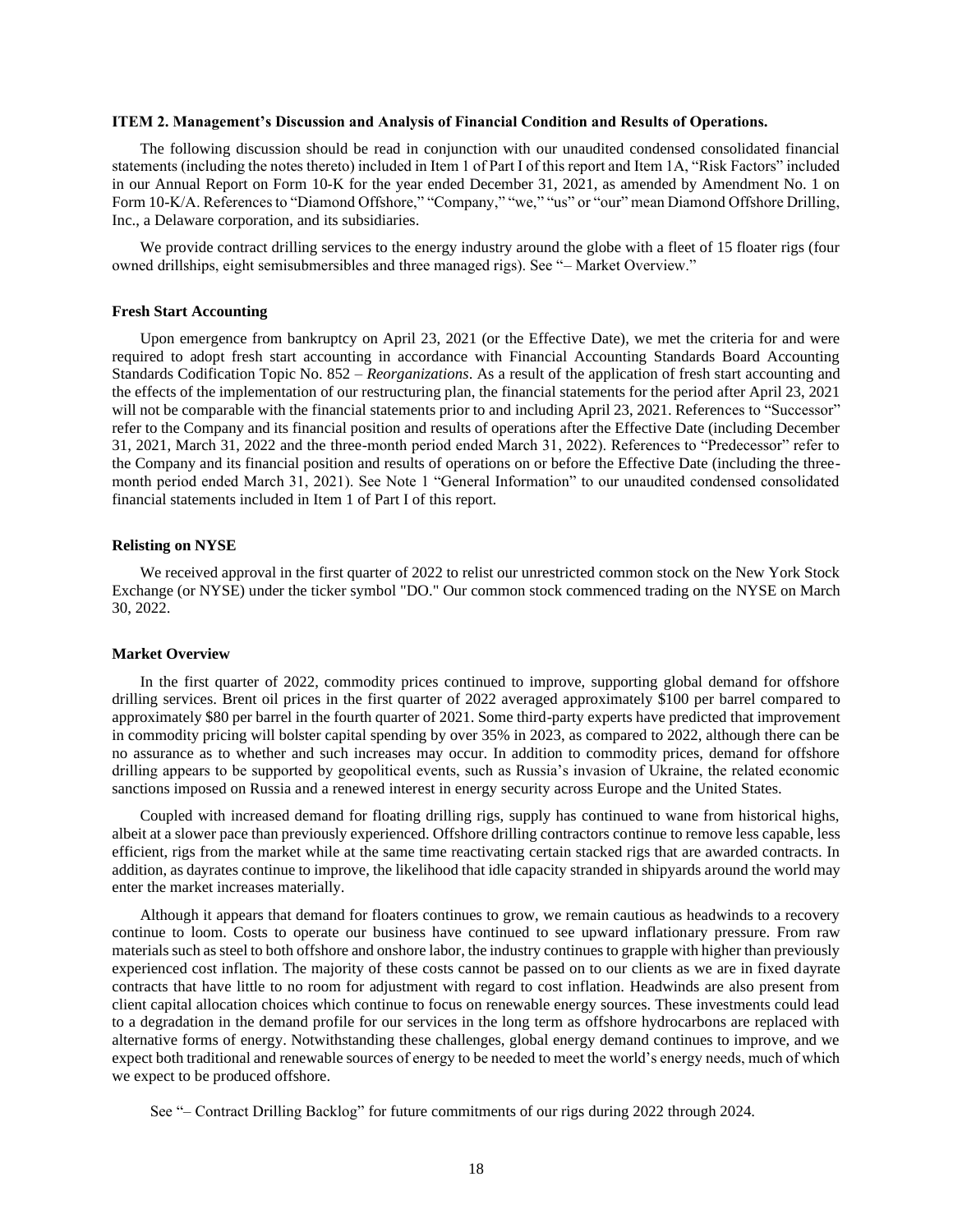### ITEM 2. Management's Discussion and Analysis of Financial Condition and Results of Operations.

The following discussion should be read in conjunction with our unaudited condensed consolidated financial statements (including the notes thereto) included in Item 1 of Part I of this report and Item 1A, "Risk Factors" included in our Annual Report on Form 10-K for the year ended December 31, 2021, as amended by Amendment No. 1 on Form 10-K/A. References to "Diamond Offshore," "Company," "we," "us" or "our" mean Diamond Offshore Drilling, Inc., a Delaware corporation, and its subsidiaries.

We provide contract drilling services to the energy industry around the globe with a fleet of 15 floater rigs (four owned drillships, eight semisubmersibles and three managed rigs). See "– Market Overview."

#### Fresh Start Accounting

Upon emergence from bankruptcy on April 23, 2021 (or the Effective Date), we met the criteria for and were required to adopt fresh start accounting in accordance with Financial Accounting Standards Board Accounting Standards Codification Topic No. 852 – *Reorganizations*. As a result of the application of fresh start accounting and the effects of the implementation of our restructuring plan, the financial statements for the period after April 23, 2021 will not be comparable with the financial statements prior to and including April 23, 2021. References to "Successor" refer to the Company and its financial position and results of operations after the Effective Date (including December 31, 2021, March 31, 2022 and the three-month period ended March 31, 2022). References to "Predecessor" refer to the Company and its financial position and results of operations on or before the Effective Date (including the three-month period ended March 31, 2021). See Note 1 "General Information" to our unaudited condensed consolidated financial statements included in Item 1 of Part I of this report.

#### Relisting on NYSE

We received approval in the first quarter of 2022 to relist our unrestricted common stock on the New York Stock Exchange (or NYSE) under the ticker symbol "DO." Our common stock commenced trading on the NYSE on March 30, 2022.

#### Market Overview

In the first quarter of 2022, commodity prices continued to improve, supporting global demand for offshore drilling services. Brent oil prices in the first quarter of 2022 averaged approximately $100 per barrel compared to approximately $80 per barrel in the fourth quarter of 2021. Some third-party experts have predicted that improvement in commodity pricing will bolster capital spending by over 35% in 2023, as compared to 2022, although there can be no assurance as to whether and such increases may occur. In addition to commodity prices, demand for offshore drilling appears to be supported by geopolitical events, such as Russia's invasion of Ukraine, the related economic sanctions imposed on Russia and a renewed interest in energy security across Europe and the United States.

Coupled with increased demand for floating drilling rigs, supply has continued to wane from historical highs, albeit at a slower pace than previously experienced. Offshore drilling contractors continue to remove less capable, less efficient, rigs from the market while at the same time reactivating certain stacked rigs that are awarded contracts. In addition, as dayrates continue to improve, the likelihood that idle capacity stranded in shipyards around the world may enter the market increases materially.

Although it appears that demand for floaters continues to grow, we remain cautious as headwinds to a recovery continue to loom. Costs to operate our business have continued to see upward inflationary pressure. From raw materials such as steel to both offshore and onshore labor, the industry continues to grapple with higher than previously experienced cost inflation. The majority of these costs cannot be passed on to our clients as we are in fixed dayrate contracts that have little to no room for adjustment with regard to cost inflation. Headwinds are also present from client capital allocation choices which continue to focus on renewable energy sources. These investments could lead to a degradation in the demand profile for our services in the long term as offshore hydrocarbons are replaced with alternative forms of energy. Notwithstanding these challenges, global energy demand continues to improve, and we expect both traditional and renewable sources of energy to be needed to meet the world's energy needs, much of which we expect to be produced offshore.

See "– Contract Drilling Backlog" for future commitments of our rigs during 2022 through 2024.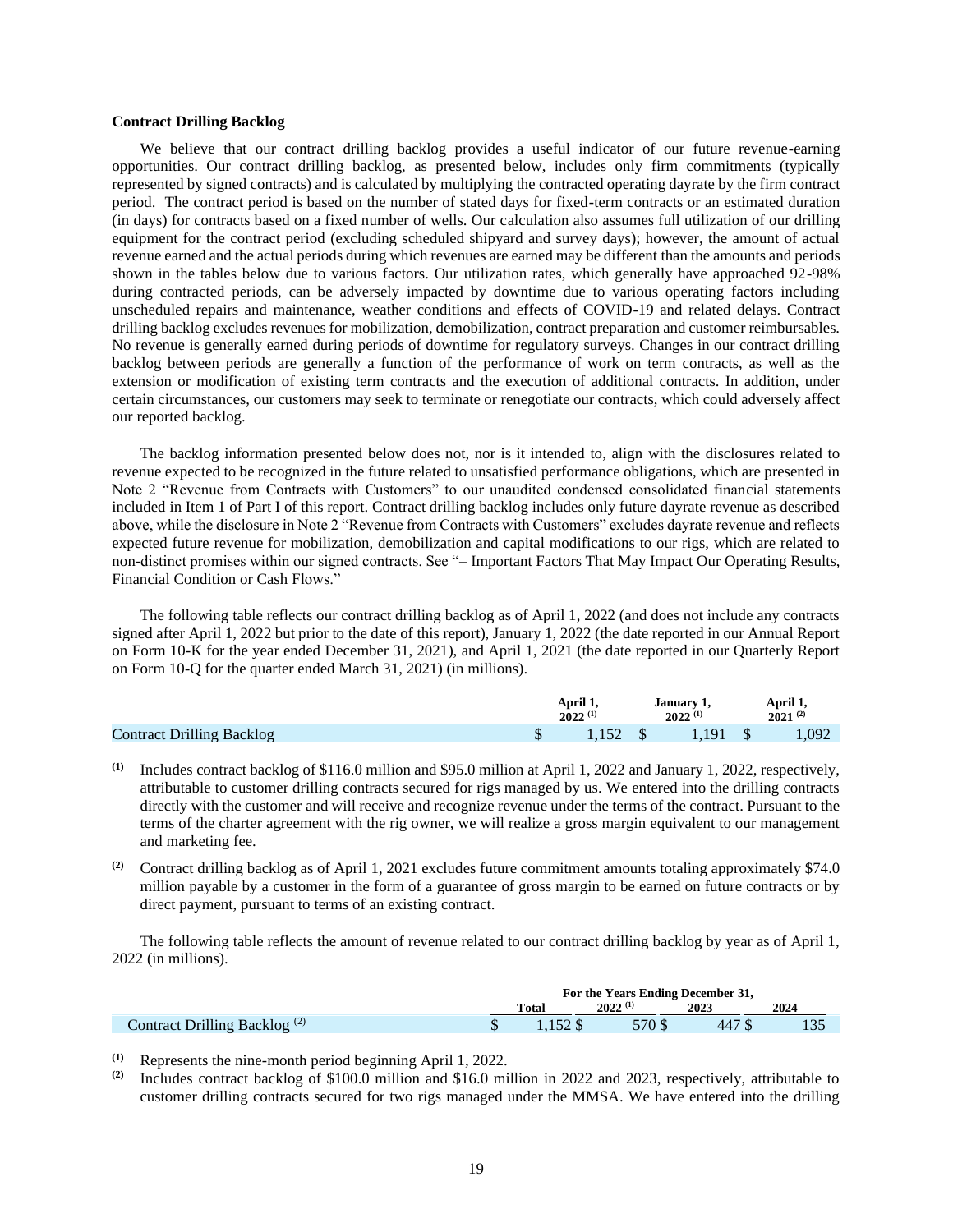### Contract Drilling Backlog

We believe that our contract drilling backlog provides a useful indicator of our future revenue-earning opportunities. Our contract drilling backlog, as presented below, includes only firm commitments (typically represented by signed contracts) and is calculated by multiplying the contracted operating dayrate by the firm contract period. The contract period is based on the number of stated days for fixed-term contracts or an estimated duration (in days) for contracts based on a fixed number of wells. Our calculation also assumes full utilization of our drilling equipment for the contract period (excluding scheduled shipyard and survey days); however, the amount of actual revenue earned and the actual periods during which revenues are earned may be different than the amounts and periods shown in the tables below due to various factors. Our utilization rates, which generally have approached 92-98% during contracted periods, can be adversely impacted by downtime due to various operating factors including unscheduled repairs and maintenance, weather conditions and effects of COVID-19 and related delays. Contract drilling backlog excludes revenues for mobilization, demobilization, contract preparation and customer reimbursables. No revenue is generally earned during periods of downtime for regulatory surveys. Changes in our contract drilling backlog between periods are generally a function of the performance of work on term contracts, as well as the extension or modification of existing term contracts and the execution of additional contracts. In addition, under certain circumstances, our customers may seek to terminate or renegotiate our contracts, which could adversely affect our reported backlog.

The backlog information presented below does not, nor is it intended to, align with the disclosures related to revenue expected to be recognized in the future related to unsatisfied performance obligations, which are presented in Note 2 "Revenue from Contracts with Customers" to our unaudited condensed consolidated financial statements included in Item 1 of Part I of this report. Contract drilling backlog includes only future dayrate revenue as described above, while the disclosure in Note 2 "Revenue from Contracts with Customers" excludes dayrate revenue and reflects expected future revenue for mobilization, demobilization and capital modifications to our rigs, which are related to non-distinct promises within our signed contracts. See "– Important Factors That May Impact Our Operating Results, Financial Condition or Cash Flows."

The following table reflects our contract drilling backlog as of April 1, 2022 (and does not include any contracts signed after April 1, 2022 but prior to the date of this report), January 1, 2022 (the date reported in our Annual Report on Form 10-K for the year ended December 31, 2021), and April 1, 2021 (the date reported in our Quarterly Report on Form 10-Q for the quarter ended March 31, 2021) (in millions).

| | April 1, 2022 [(1)] | January 1, 2022 [(1)] | April 1, 2021 [(2)] |
|---|---|---|---|
| Contract Drilling Backlog | $ 1,152 | $ 1,191 | $ 1,092 |

(1) Includes contract backlog of $116.0 million and $95.0 million at April 1, 2022 and January 1, 2022, respectively, attributable to customer drilling contracts secured for rigs managed by us. We entered into the drilling contracts directly with the customer and will receive and recognize revenue under the terms of the contract. Pursuant to the terms of the charter agreement with the rig owner, we will realize a gross margin equivalent to our management and marketing fee.

(2) Contract drilling backlog as of April 1, 2021 excludes future commitment amounts totaling approximately $74.0 million payable by a customer in the form of a guarantee of gross margin to be earned on future contracts or by direct payment, pursuant to terms of an existing contract.

The following table reflects the amount of revenue related to our contract drilling backlog by year as of April 1, 2022 (in millions).

| | For the Years Ending December 31, | | | |
|---|---|---|---|---|
| | Total | 2022 [(1)] | 2023 | 2024 |
| Contract Drilling Backlog [(2)] | $ 1,152 | $ 570 | $ 447 | $ 135 |

(1) Represents the nine-month period beginning April 1, 2022.

(2) Includes contract backlog of $100.0 million and $16.0 million in 2022 and 2023, respectively, attributable to customer drilling contracts secured for two rigs managed under the MMSA. We have entered into the drilling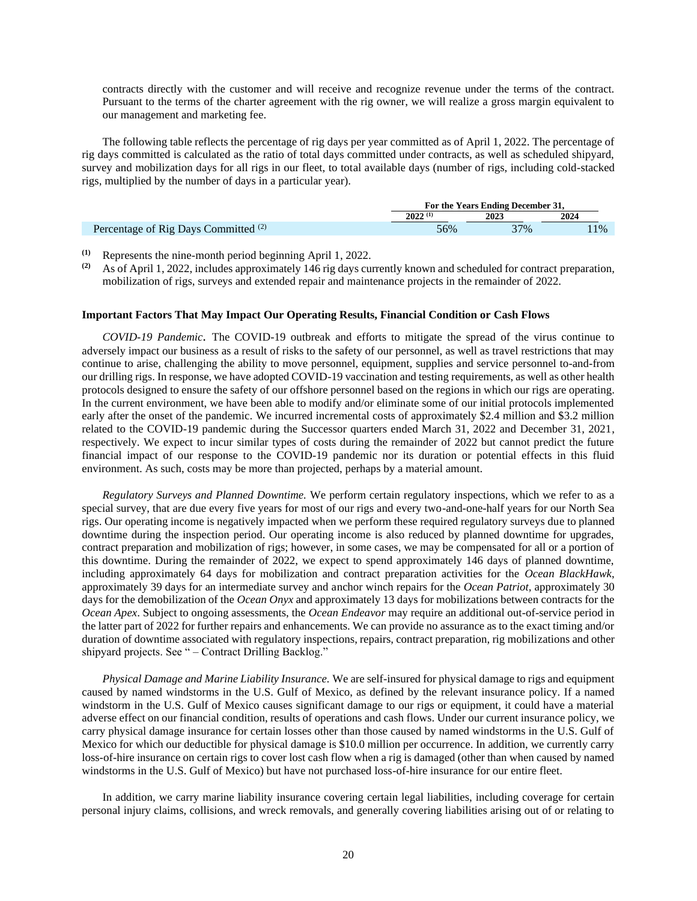contracts directly with the customer and will receive and recognize revenue under the terms of the contract. Pursuant to the terms of the charter agreement with the rig owner, we will realize a gross margin equivalent to our management and marketing fee.

The following table reflects the percentage of rig days per year committed as of April 1, 2022. The percentage of rig days committed is calculated as the ratio of total days committed under contracts, as well as scheduled shipyard, survey and mobilization days for all rigs in our fleet, to total available days (number of rigs, including cold-stacked rigs, multiplied by the number of days in a particular year).

| | For the Years Ending December 31, | | |
|---|---|---|---|
| | 2022 [(1)] | 2023 | 2024 |
| Percentage of Rig Days Committed [(2)] | 56% | 37% | 11% |

(1) Represents the nine-month period beginning April 1, 2022.

(2) As of April 1, 2022, includes approximately 146 rig days currently known and scheduled for contract preparation, mobilization of rigs, surveys and extended repair and maintenance projects in the remainder of 2022.

### Important Factors That May Impact Our Operating Results, Financial Condition or Cash Flows

*COVID-19 Pandemic*. The COVID-19 outbreak and efforts to mitigate the spread of the virus continue to adversely impact our business as a result of risks to the safety of our personnel, as well as travel restrictions that may continue to arise, challenging the ability to move personnel, equipment, supplies and service personnel to-and-from our drilling rigs. In response, we have adopted COVID-19 vaccination and testing requirements, as well as other health protocols designed to ensure the safety of our offshore personnel based on the regions in which our rigs are operating. In the current environment, we have been able to modify and/or eliminate some of our initial protocols implemented early after the onset of the pandemic. We incurred incremental costs of approximately \$2.4 million and \$3.2 million related to the COVID-19 pandemic during the Successor quarters ended March 31, 2022 and December 31, 2021, respectively. We expect to incur similar types of costs during the remainder of 2022 but cannot predict the future financial impact of our response to the COVID-19 pandemic nor its duration or potential effects in this fluid environment. As such, costs may be more than projected, perhaps by a material amount.

*Regulatory Surveys and Planned Downtime.* We perform certain regulatory inspections, which we refer to as a special survey, that are due every five years for most of our rigs and every two-and-one-half years for our North Sea rigs. Our operating income is negatively impacted when we perform these required regulatory surveys due to planned downtime during the inspection period. Our operating income is also reduced by planned downtime for upgrades, contract preparation and mobilization of rigs; however, in some cases, we may be compensated for all or a portion of this downtime. During the remainder of 2022, we expect to spend approximately 146 days of planned downtime, including approximately 64 days for mobilization and contract preparation activities for the *Ocean BlackHawk*, approximately 39 days for an intermediate survey and anchor winch repairs for the *Ocean Patriot*, approximately 30 days for the demobilization of the *Ocean Onyx* and approximately 13 days for mobilizations between contracts for the *Ocean Apex*. Subject to ongoing assessments, the *Ocean Endeavor* may require an additional out-of-service period in the latter part of 2022 for further repairs and enhancements. We can provide no assurance as to the exact timing and/or duration of downtime associated with regulatory inspections, repairs, contract preparation, rig mobilizations and other shipyard projects. See " – Contract Drilling Backlog."

*Physical Damage and Marine Liability Insurance.* We are self-insured for physical damage to rigs and equipment caused by named windstorms in the U.S. Gulf of Mexico, as defined by the relevant insurance policy. If a named windstorm in the U.S. Gulf of Mexico causes significant damage to our rigs or equipment, it could have a material adverse effect on our financial condition, results of operations and cash flows. Under our current insurance policy, we carry physical damage insurance for certain losses other than those caused by named windstorms in the U.S. Gulf of Mexico for which our deductible for physical damage is \$10.0 million per occurrence. In addition, we currently carry loss-of-hire insurance on certain rigs to cover lost cash flow when a rig is damaged (other than when caused by named windstorms in the U.S. Gulf of Mexico) but have not purchased loss-of-hire insurance for our entire fleet.

In addition, we carry marine liability insurance covering certain legal liabilities, including coverage for certain personal injury claims, collisions, and wreck removals, and generally covering liabilities arising out of or relating to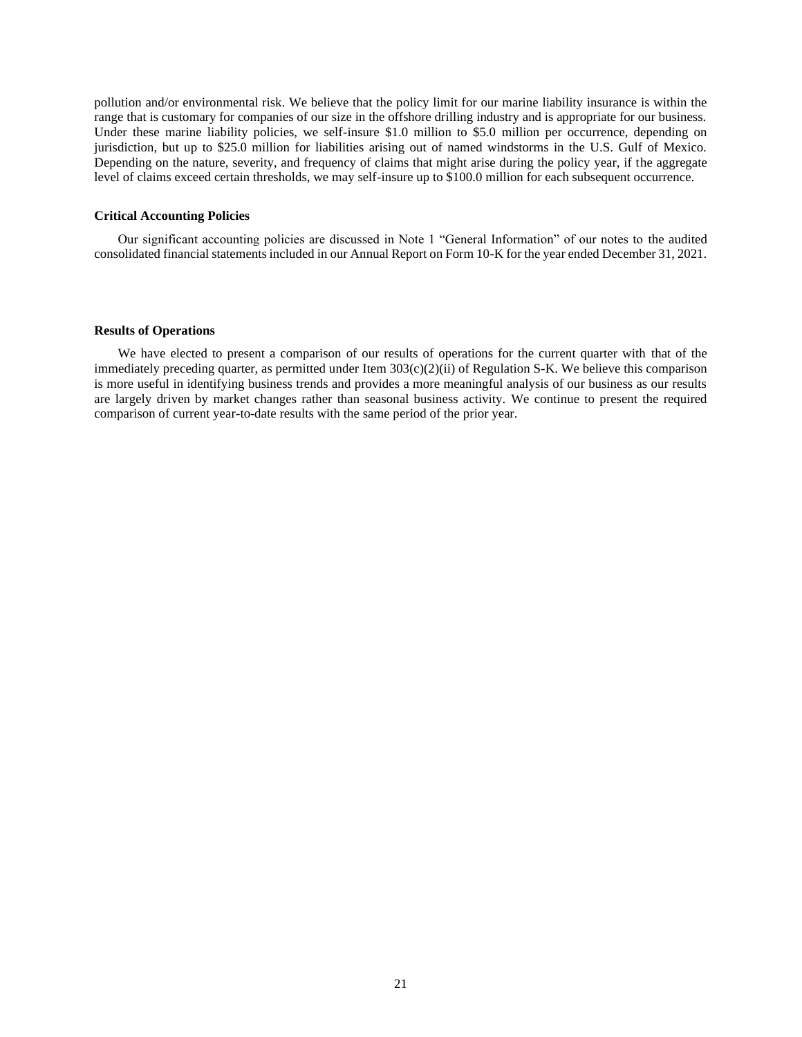pollution and/or environmental risk. We believe that the policy limit for our marine liability insurance is within the range that is customary for companies of our size in the offshore drilling industry and is appropriate for our business. Under these marine liability policies, we self-insure $1.0 million to $5.0 million per occurrence, depending on jurisdiction, but up to $25.0 million for liabilities arising out of named windstorms in the U.S. Gulf of Mexico. Depending on the nature, severity, and frequency of claims that might arise during the policy year, if the aggregate level of claims exceed certain thresholds, we may self-insure up to $100.0 million for each subsequent occurrence.

**Critical Accounting Policies**

Our significant accounting policies are discussed in Note 1 "General Information" of our notes to the audited consolidated financial statements included in our Annual Report on Form 10-K for the year ended December 31, 2021.

**Results of Operations**

We have elected to present a comparison of our results of operations for the current quarter with that of the immediately preceding quarter, as permitted under Item 303(c)(2)(ii) of Regulation S-K. We believe this comparison is more useful in identifying business trends and provides a more meaningful analysis of our business as our results are largely driven by market changes rather than seasonal business activity. We continue to present the required comparison of current year-to-date results with the same period of the prior year.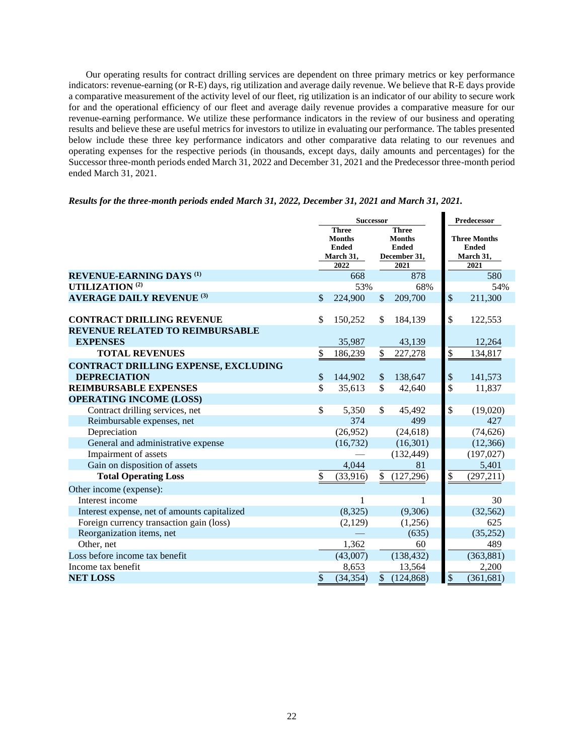Our operating results for contract drilling services are dependent on three primary metrics or key performance indicators: revenue-earning (or R-E) days, rig utilization and average daily revenue. We believe that R-E days provide a comparative measurement of the activity level of our fleet, rig utilization is an indicator of our ability to secure work for and the operational efficiency of our fleet and average daily revenue provides a comparative measure for our revenue-earning performance. We utilize these performance indicators in the review of our business and operating results and believe these are useful metrics for investors to utilize in evaluating our performance. The tables presented below include these three key performance indicators and other comparative data relating to our revenues and operating expenses for the respective periods (in thousands, except days, daily amounts and percentages) for the Successor three-month periods ended March 31, 2022 and December 31, 2021 and the Predecessor three-month period ended March 31, 2021.

***Results for the three-month periods ended March 31, 2022, December 31, 2021 and March 31, 2021.***

| | Successor | | Predecessor |
|---|---|---|---|
| | Three Months Ended March 31, 2022 | Three Months Ended December 31, 2021 | Three Months Ended March 31, 2021 |
| **REVENUE-EARNING DAYS (1)** | 668 | 878 | 580 |
| **UTILIZATION (2)** | 53% | 68% | 54% |
| **AVERAGE DAILY REVENUE (3)** | $ 224,900 | $ 209,700 | $ 211,300 |
| | | | |
| **CONTRACT DRILLING REVENUE** | $ 150,252 | $ 184,139 | $ 122,553 |
| **REVENUE RELATED TO REIMBURSABLE EXPENSES** | 35,987 | 43,139 | 12,264 |
| **TOTAL REVENUES** | $ 186,239 | $ 227,278 | $ 134,817 |
| **CONTRACT DRILLING EXPENSE, EXCLUDING DEPRECIATION** | $ 144,902 | $ 138,647 | $ 141,573 |
| **REIMBURSABLE EXPENSES** | $ 35,613 | $ 42,640 | $ 11,837 |
| **OPERATING INCOME (LOSS)** | | | |
| Contract drilling services, net | $ 5,350 | $ 45,492 | $ (19,020) |
| Reimbursable expenses, net | 374 | 499 | 427 |
| Depreciation | (26,952) | (24,618) | (74,626) |
| General and administrative expense | (16,732) | (16,301) | (12,366) |
| Impairment of assets | — | (132,449) | (197,027) |
| Gain on disposition of assets | 4,044 | 81 | 5,401 |
| **Total Operating Loss** | $ (33,916) | $ (127,296) | $ (297,211) |
| Other income (expense): | | | |
| Interest income | 1 | 1 | 30 |
| Interest expense, net of amounts capitalized | (8,325) | (9,306) | (32,562) |
| Foreign currency transaction gain (loss) | (2,129) | (1,256) | 625 |
| Reorganization items, net | — | (635) | (35,252) |
| Other, net | 1,362 | 60 | 489 |
| Loss before income tax benefit | (43,007) | (138,432) | (363,881) |
| Income tax benefit | 8,653 | 13,564 | 2,200 |
| **NET LOSS** | $ (34,354) | $ (124,868) | $ (361,681) |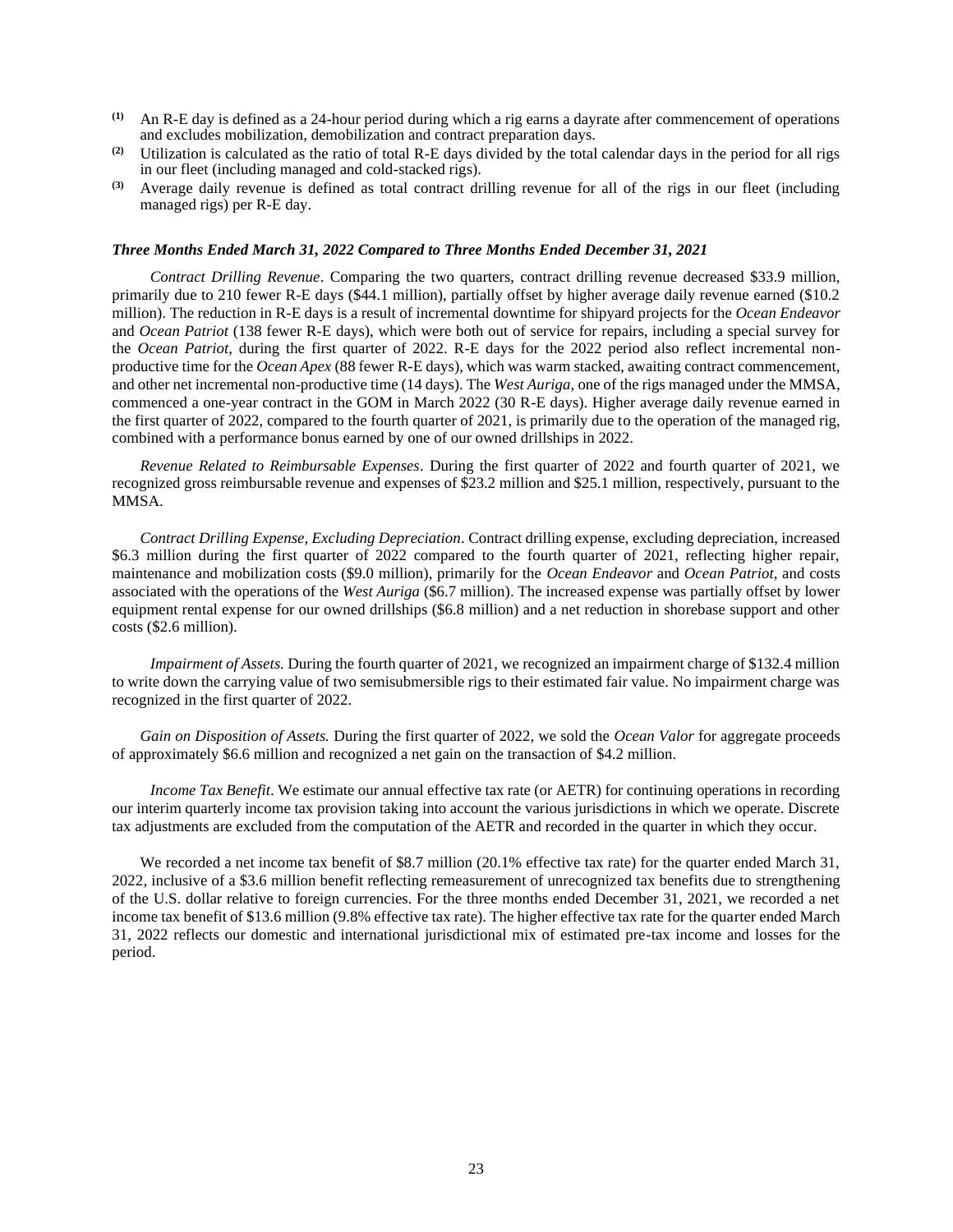(1) An R-E day is defined as a 24-hour period during which a rig earns a dayrate after commencement of operations and excludes mobilization, demobilization and contract preparation days.

(2) Utilization is calculated as the ratio of total R-E days divided by the total calendar days in the period for all rigs in our fleet (including managed and cold-stacked rigs).

(3) Average daily revenue is defined as total contract drilling revenue for all of the rigs in our fleet (including managed rigs) per R-E day.

***Three Months Ended March 31, 2022 Compared to Three Months Ended December 31, 2021***

*Contract Drilling Revenue*. Comparing the two quarters, contract drilling revenue decreased $33.9 million, primarily due to 210 fewer R-E days ($44.1 million), partially offset by higher average daily revenue earned ($10.2 million). The reduction in R-E days is a result of incremental downtime for shipyard projects for the *Ocean Endeavor* and *Ocean Patriot* (138 fewer R-E days), which were both out of service for repairs, including a special survey for the *Ocean Patriot*, during the first quarter of 2022. R-E days for the 2022 period also reflect incremental non-productive time for the *Ocean Apex* (88 fewer R-E days), which was warm stacked, awaiting contract commencement, and other net incremental non-productive time (14 days). The *West Auriga*, one of the rigs managed under the MMSA, commenced a one-year contract in the GOM in March 2022 (30 R-E days). Higher average daily revenue earned in the first quarter of 2022, compared to the fourth quarter of 2021, is primarily due to the operation of the managed rig, combined with a performance bonus earned by one of our owned drillships in 2022.

*Revenue Related to Reimbursable Expenses*. During the first quarter of 2022 and fourth quarter of 2021, we recognized gross reimbursable revenue and expenses of $23.2 million and $25.1 million, respectively, pursuant to the MMSA.

*Contract Drilling Expense, Excluding Depreciation*. Contract drilling expense, excluding depreciation, increased $6.3 million during the first quarter of 2022 compared to the fourth quarter of 2021, reflecting higher repair, maintenance and mobilization costs ($9.0 million), primarily for the *Ocean Endeavor* and *Ocean Patriot*, and costs associated with the operations of the *West Auriga* ($6.7 million). The increased expense was partially offset by lower equipment rental expense for our owned drillships ($6.8 million) and a net reduction in shorebase support and other costs ($2.6 million).

*Impairment of Assets.* During the fourth quarter of 2021, we recognized an impairment charge of $132.4 million to write down the carrying value of two semisubmersible rigs to their estimated fair value. No impairment charge was recognized in the first quarter of 2022.

*Gain on Disposition of Assets.* During the first quarter of 2022, we sold the *Ocean Valor* for aggregate proceeds of approximately $6.6 million and recognized a net gain on the transaction of $4.2 million.

*Income Tax Benefit*. We estimate our annual effective tax rate (or AETR) for continuing operations in recording our interim quarterly income tax provision taking into account the various jurisdictions in which we operate. Discrete tax adjustments are excluded from the computation of the AETR and recorded in the quarter in which they occur.

We recorded a net income tax benefit of $8.7 million (20.1% effective tax rate) for the quarter ended March 31, 2022, inclusive of a $3.6 million benefit reflecting remeasurement of unrecognized tax benefits due to strengthening of the U.S. dollar relative to foreign currencies. For the three months ended December 31, 2021, we recorded a net income tax benefit of $13.6 million (9.8% effective tax rate). The higher effective tax rate for the quarter ended March 31, 2022 reflects our domestic and international jurisdictional mix of estimated pre-tax income and losses for the period.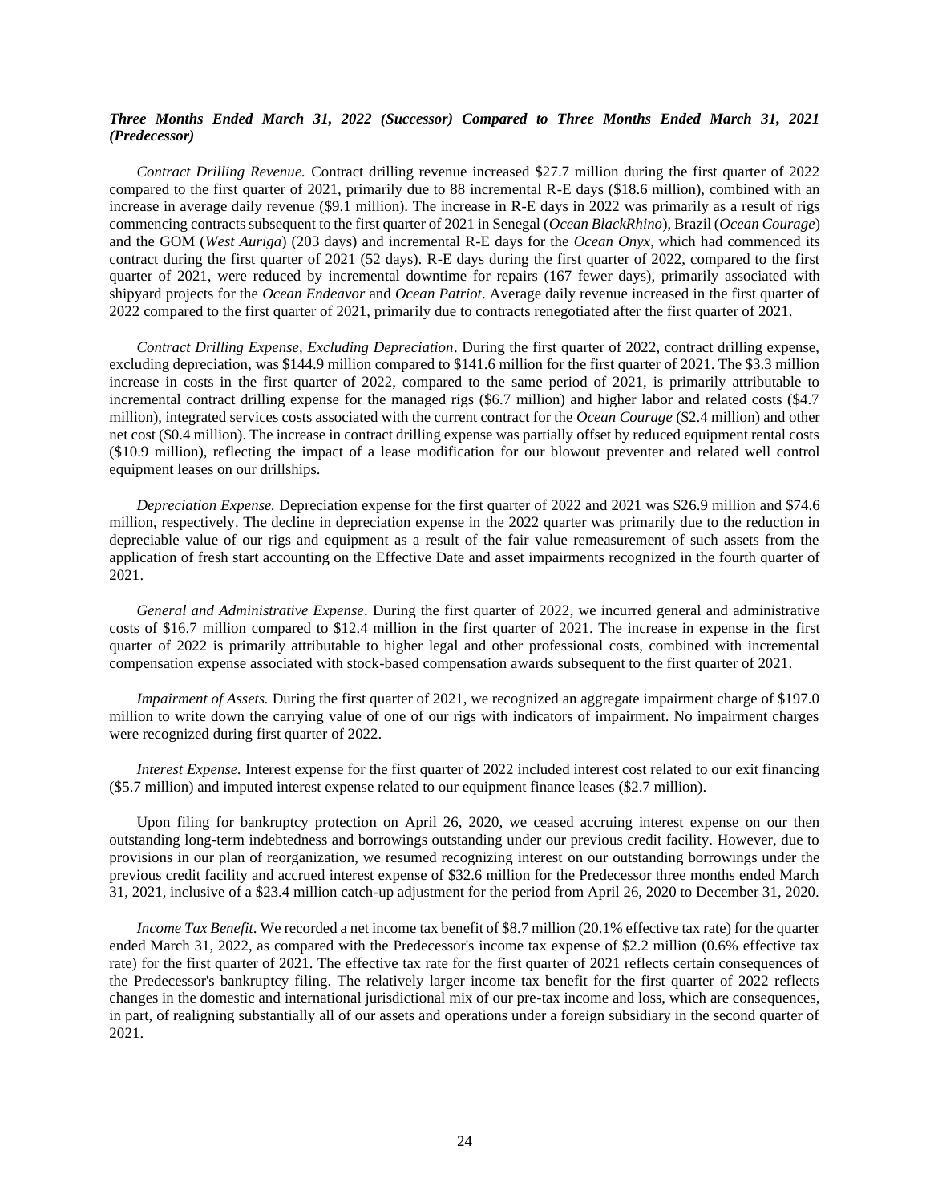***Three Months Ended March 31, 2022 (Successor) Compared to Three Months Ended March 31, 2021 (Predecessor)***

*Contract Drilling Revenue.* Contract drilling revenue increased $27.7 million during the first quarter of 2022 compared to the first quarter of 2021, primarily due to 88 incremental R-E days ($18.6 million), combined with an increase in average daily revenue ($9.1 million). The increase in R-E days in 2022 was primarily as a result of rigs commencing contracts subsequent to the first quarter of 2021 in Senegal (*Ocean BlackRhino*), Brazil (*Ocean Courage*) and the GOM (*West Auriga*) (203 days) and incremental R-E days for the *Ocean Onyx*, which had commenced its contract during the first quarter of 2021 (52 days). R-E days during the first quarter of 2022, compared to the first quarter of 2021, were reduced by incremental downtime for repairs (167 fewer days), primarily associated with shipyard projects for the *Ocean Endeavor* and *Ocean Patriot*. Average daily revenue increased in the first quarter of 2022 compared to the first quarter of 2021, primarily due to contracts renegotiated after the first quarter of 2021.

*Contract Drilling Expense, Excluding Depreciation*. During the first quarter of 2022, contract drilling expense, excluding depreciation, was $144.9 million compared to $141.6 million for the first quarter of 2021. The $3.3 million increase in costs in the first quarter of 2022, compared to the same period of 2021, is primarily attributable to incremental contract drilling expense for the managed rigs ($6.7 million) and higher labor and related costs ($4.7 million), integrated services costs associated with the current contract for the *Ocean Courage* ($2.4 million) and other net cost ($0.4 million). The increase in contract drilling expense was partially offset by reduced equipment rental costs ($10.9 million), reflecting the impact of a lease modification for our blowout preventer and related well control equipment leases on our drillships.

*Depreciation Expense.* Depreciation expense for the first quarter of 2022 and 2021 was $26.9 million and $74.6 million, respectively. The decline in depreciation expense in the 2022 quarter was primarily due to the reduction in depreciable value of our rigs and equipment as a result of the fair value remeasurement of such assets from the application of fresh start accounting on the Effective Date and asset impairments recognized in the fourth quarter of 2021.

*General and Administrative Expense*. During the first quarter of 2022, we incurred general and administrative costs of $16.7 million compared to $12.4 million in the first quarter of 2021. The increase in expense in the first quarter of 2022 is primarily attributable to higher legal and other professional costs, combined with incremental compensation expense associated with stock-based compensation awards subsequent to the first quarter of 2021.

*Impairment of Assets.* During the first quarter of 2021, we recognized an aggregate impairment charge of $197.0 million to write down the carrying value of one of our rigs with indicators of impairment. No impairment charges were recognized during first quarter of 2022.

*Interest Expense.* Interest expense for the first quarter of 2022 included interest cost related to our exit financing ($5.7 million) and imputed interest expense related to our equipment finance leases ($2.7 million).

Upon filing for bankruptcy protection on April 26, 2020, we ceased accruing interest expense on our then outstanding long-term indebtedness and borrowings outstanding under our previous credit facility. However, due to provisions in our plan of reorganization, we resumed recognizing interest on our outstanding borrowings under the previous credit facility and accrued interest expense of $32.6 million for the Predecessor three months ended March 31, 2021, inclusive of a $23.4 million catch-up adjustment for the period from April 26, 2020 to December 31, 2020.

*Income Tax Benefit*. We recorded a net income tax benefit of $8.7 million (20.1% effective tax rate) for the quarter ended March 31, 2022, as compared with the Predecessor's income tax expense of $2.2 million (0.6% effective tax rate) for the first quarter of 2021. The effective tax rate for the first quarter of 2021 reflects certain consequences of the Predecessor's bankruptcy filing. The relatively larger income tax benefit for the first quarter of 2022 reflects changes in the domestic and international jurisdictional mix of our pre-tax income and loss, which are consequences, in part, of realigning substantially all of our assets and operations under a foreign subsidiary in the second quarter of 2021.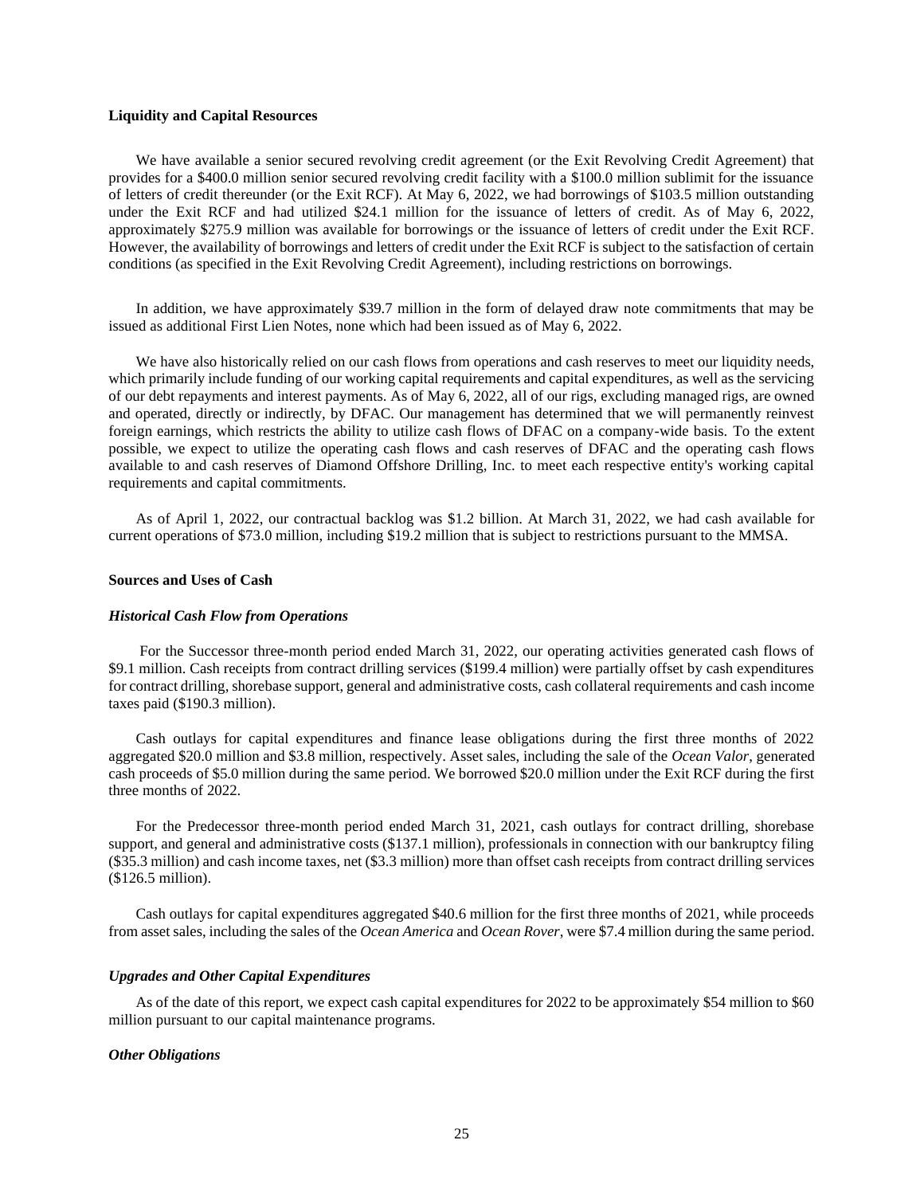## Liquidity and Capital Resources

We have available a senior secured revolving credit agreement (or the Exit Revolving Credit Agreement) that provides for a \$400.0 million senior secured revolving credit facility with a \$100.0 million sublimit for the issuance of letters of credit thereunder (or the Exit RCF). At May 6, 2022, we had borrowings of \$103.5 million outstanding under the Exit RCF and had utilized \$24.1 million for the issuance of letters of credit. As of May 6, 2022, approximately \$275.9 million was available for borrowings or the issuance of letters of credit under the Exit RCF. However, the availability of borrowings and letters of credit under the Exit RCF is subject to the satisfaction of certain conditions (as specified in the Exit Revolving Credit Agreement), including restrictions on borrowings.

In addition, we have approximately \$39.7 million in the form of delayed draw note commitments that may be issued as additional First Lien Notes, none which had been issued as of May 6, 2022.

We have also historically relied on our cash flows from operations and cash reserves to meet our liquidity needs, which primarily include funding of our working capital requirements and capital expenditures, as well as the servicing of our debt repayments and interest payments. As of May 6, 2022, all of our rigs, excluding managed rigs, are owned and operated, directly or indirectly, by DFAC. Our management has determined that we will permanently reinvest foreign earnings, which restricts the ability to utilize cash flows of DFAC on a company-wide basis. To the extent possible, we expect to utilize the operating cash flows and cash reserves of DFAC and the operating cash flows available to and cash reserves of Diamond Offshore Drilling, Inc. to meet each respective entity's working capital requirements and capital commitments.

As of April 1, 2022, our contractual backlog was \$1.2 billion. At March 31, 2022, we had cash available for current operations of \$73.0 million, including \$19.2 million that is subject to restrictions pursuant to the MMSA.

## Sources and Uses of Cash

### *Historical Cash Flow from Operations*

For the Successor three-month period ended March 31, 2022, our operating activities generated cash flows of \$9.1 million. Cash receipts from contract drilling services (\$199.4 million) were partially offset by cash expenditures for contract drilling, shorebase support, general and administrative costs, cash collateral requirements and cash income taxes paid (\$190.3 million).

Cash outlays for capital expenditures and finance lease obligations during the first three months of 2022 aggregated \$20.0 million and \$3.8 million, respectively. Asset sales, including the sale of the *Ocean Valor*, generated cash proceeds of \$5.0 million during the same period. We borrowed \$20.0 million under the Exit RCF during the first three months of 2022.

For the Predecessor three-month period ended March 31, 2021, cash outlays for contract drilling, shorebase support, and general and administrative costs (\$137.1 million), professionals in connection with our bankruptcy filing (\$35.3 million) and cash income taxes, net (\$3.3 million) more than offset cash receipts from contract drilling services (\$126.5 million).

Cash outlays for capital expenditures aggregated \$40.6 million for the first three months of 2021, while proceeds from asset sales, including the sales of the *Ocean America* and *Ocean Rover*, were \$7.4 million during the same period.

### *Upgrades and Other Capital Expenditures*

As of the date of this report, we expect cash capital expenditures for 2022 to be approximately \$54 million to \$60 million pursuant to our capital maintenance programs.

### *Other Obligations*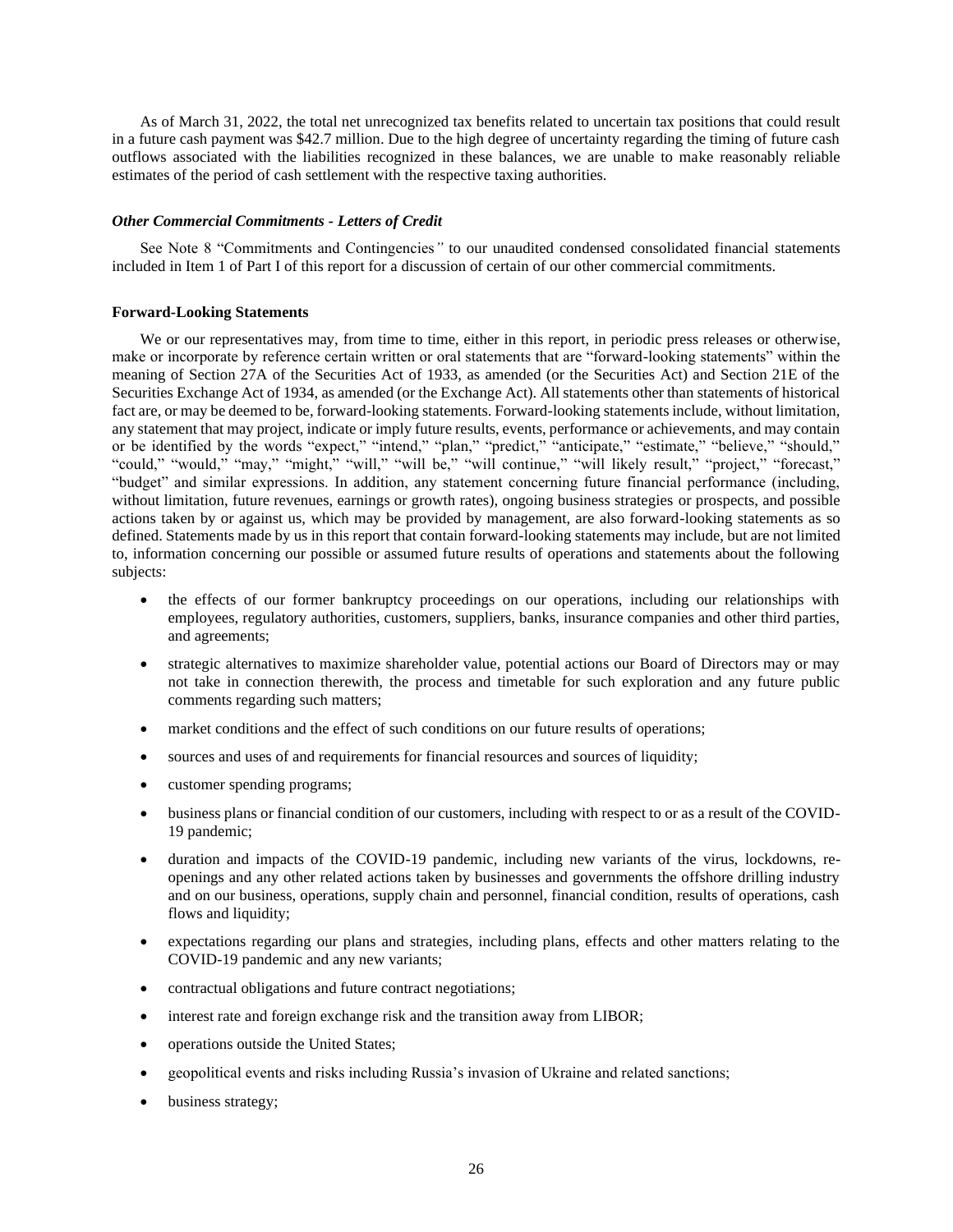As of March 31, 2022, the total net unrecognized tax benefits related to uncertain tax positions that could result in a future cash payment was $42.7 million. Due to the high degree of uncertainty regarding the timing of future cash outflows associated with the liabilities recognized in these balances, we are unable to make reasonably reliable estimates of the period of cash settlement with the respective taxing authorities.

***Other Commercial Commitments - Letters of Credit***

See Note 8 "Commitments and Contingencies" to our unaudited condensed consolidated financial statements included in Item 1 of Part I of this report for a discussion of certain of our other commercial commitments.

**Forward-Looking Statements**

We or our representatives may, from time to time, either in this report, in periodic press releases or otherwise, make or incorporate by reference certain written or oral statements that are "forward-looking statements" within the meaning of Section 27A of the Securities Act of 1933, as amended (or the Securities Act) and Section 21E of the Securities Exchange Act of 1934, as amended (or the Exchange Act). All statements other than statements of historical fact are, or may be deemed to be, forward-looking statements. Forward-looking statements include, without limitation, any statement that may project, indicate or imply future results, events, performance or achievements, and may contain or be identified by the words "expect," "intend," "plan," "predict," "anticipate," "estimate," "believe," "should," "could," "would," "may," "might," "will," "will be," "will continue," "will likely result," "project," "forecast," "budget" and similar expressions. In addition, any statement concerning future financial performance (including, without limitation, future revenues, earnings or growth rates), ongoing business strategies or prospects, and possible actions taken by or against us, which may be provided by management, are also forward-looking statements as so defined. Statements made by us in this report that contain forward-looking statements may include, but are not limited to, information concerning our possible or assumed future results of operations and statements about the following subjects:

- the effects of our former bankruptcy proceedings on our operations, including our relationships with employees, regulatory authorities, customers, suppliers, banks, insurance companies and other third parties, and agreements;
- strategic alternatives to maximize shareholder value, potential actions our Board of Directors may or may not take in connection therewith, the process and timetable for such exploration and any future public comments regarding such matters;
- market conditions and the effect of such conditions on our future results of operations;
- sources and uses of and requirements for financial resources and sources of liquidity;
- customer spending programs;
- business plans or financial condition of our customers, including with respect to or as a result of the COVID-19 pandemic;
- duration and impacts of the COVID-19 pandemic, including new variants of the virus, lockdowns, re-openings and any other related actions taken by businesses and governments the offshore drilling industry and on our business, operations, supply chain and personnel, financial condition, results of operations, cash flows and liquidity;
- expectations regarding our plans and strategies, including plans, effects and other matters relating to the COVID-19 pandemic and any new variants;
- contractual obligations and future contract negotiations;
- interest rate and foreign exchange risk and the transition away from LIBOR;
- operations outside the United States;
- geopolitical events and risks including Russia's invasion of Ukraine and related sanctions;
- business strategy;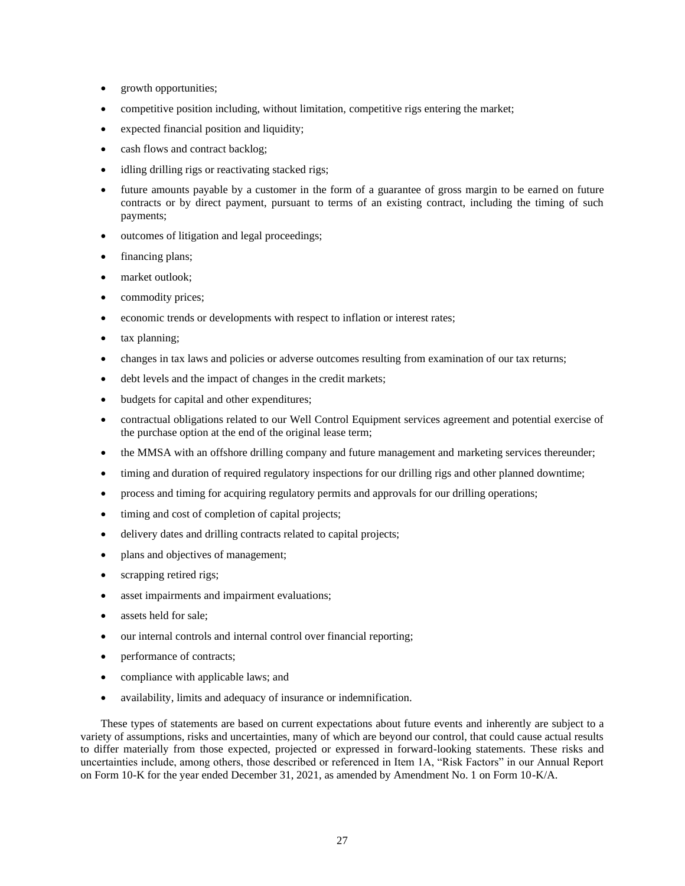- growth opportunities;
- competitive position including, without limitation, competitive rigs entering the market;
- expected financial position and liquidity;
- cash flows and contract backlog;
- idling drilling rigs or reactivating stacked rigs;
- future amounts payable by a customer in the form of a guarantee of gross margin to be earned on future contracts or by direct payment, pursuant to terms of an existing contract, including the timing of such payments;
- outcomes of litigation and legal proceedings;
- financing plans;
- market outlook;
- commodity prices;
- economic trends or developments with respect to inflation or interest rates;
- tax planning;
- changes in tax laws and policies or adverse outcomes resulting from examination of our tax returns;
- debt levels and the impact of changes in the credit markets;
- budgets for capital and other expenditures;
- contractual obligations related to our Well Control Equipment services agreement and potential exercise of the purchase option at the end of the original lease term;
- the MMSA with an offshore drilling company and future management and marketing services thereunder;
- timing and duration of required regulatory inspections for our drilling rigs and other planned downtime;
- process and timing for acquiring regulatory permits and approvals for our drilling operations;
- timing and cost of completion of capital projects;
- delivery dates and drilling contracts related to capital projects;
- plans and objectives of management;
- scrapping retired rigs;
- asset impairments and impairment evaluations;
- assets held for sale;
- our internal controls and internal control over financial reporting;
- performance of contracts;
- compliance with applicable laws; and
- availability, limits and adequacy of insurance or indemnification.

These types of statements are based on current expectations about future events and inherently are subject to a variety of assumptions, risks and uncertainties, many of which are beyond our control, that could cause actual results to differ materially from those expected, projected or expressed in forward-looking statements. These risks and uncertainties include, among others, those described or referenced in Item 1A, "Risk Factors" in our Annual Report on Form 10-K for the year ended December 31, 2021, as amended by Amendment No. 1 on Form 10-K/A.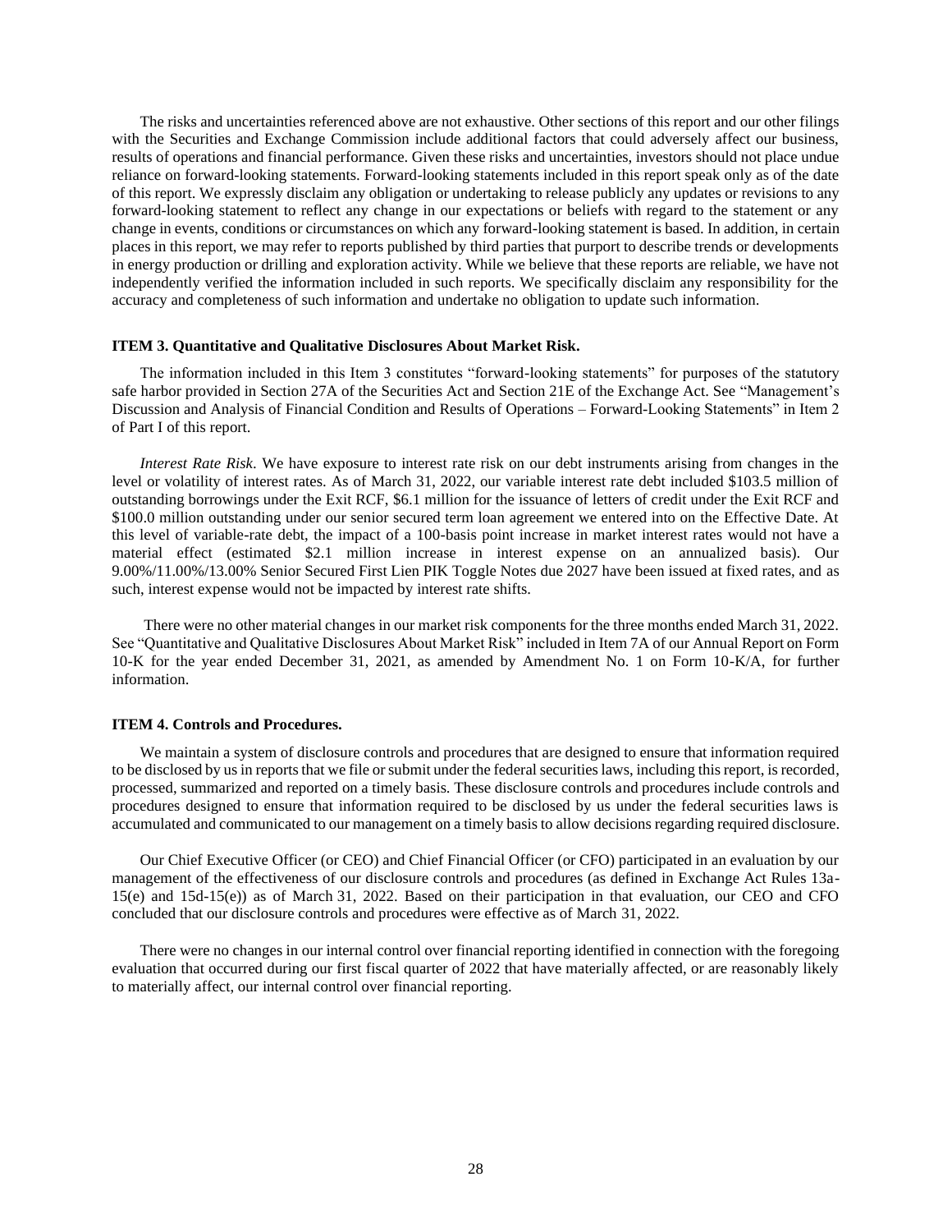The risks and uncertainties referenced above are not exhaustive. Other sections of this report and our other filings with the Securities and Exchange Commission include additional factors that could adversely affect our business, results of operations and financial performance. Given these risks and uncertainties, investors should not place undue reliance on forward-looking statements. Forward-looking statements included in this report speak only as of the date of this report. We expressly disclaim any obligation or undertaking to release publicly any updates or revisions to any forward-looking statement to reflect any change in our expectations or beliefs with regard to the statement or any change in events, conditions or circumstances on which any forward-looking statement is based. In addition, in certain places in this report, we may refer to reports published by third parties that purport to describe trends or developments in energy production or drilling and exploration activity. While we believe that these reports are reliable, we have not independently verified the information included in such reports. We specifically disclaim any responsibility for the accuracy and completeness of such information and undertake no obligation to update such information.

**ITEM 3. Quantitative and Qualitative Disclosures About Market Risk.**

The information included in this Item 3 constitutes "forward-looking statements" for purposes of the statutory safe harbor provided in Section 27A of the Securities Act and Section 21E of the Exchange Act. See "Management's Discussion and Analysis of Financial Condition and Results of Operations – Forward-Looking Statements" in Item 2 of Part I of this report.

*Interest Rate Risk*. We have exposure to interest rate risk on our debt instruments arising from changes in the level or volatility of interest rates. As of March 31, 2022, our variable interest rate debt included $103.5 million of outstanding borrowings under the Exit RCF, $6.1 million for the issuance of letters of credit under the Exit RCF and $100.0 million outstanding under our senior secured term loan agreement we entered into on the Effective Date. At this level of variable-rate debt, the impact of a 100-basis point increase in market interest rates would not have a material effect (estimated $2.1 million increase in interest expense on an annualized basis). Our 9.00%/11.00%/13.00% Senior Secured First Lien PIK Toggle Notes due 2027 have been issued at fixed rates, and as such, interest expense would not be impacted by interest rate shifts.

There were no other material changes in our market risk components for the three months ended March 31, 2022. See "Quantitative and Qualitative Disclosures About Market Risk" included in Item 7A of our Annual Report on Form 10-K for the year ended December 31, 2021, as amended by Amendment No. 1 on Form 10-K/A, for further information.

**ITEM 4. Controls and Procedures.**

We maintain a system of disclosure controls and procedures that are designed to ensure that information required to be disclosed by us in reports that we file or submit under the federal securities laws, including this report, is recorded, processed, summarized and reported on a timely basis. These disclosure controls and procedures include controls and procedures designed to ensure that information required to be disclosed by us under the federal securities laws is accumulated and communicated to our management on a timely basis to allow decisions regarding required disclosure.

Our Chief Executive Officer (or CEO) and Chief Financial Officer (or CFO) participated in an evaluation by our management of the effectiveness of our disclosure controls and procedures (as defined in Exchange Act Rules 13a-15(e) and 15d-15(e)) as of March 31, 2022. Based on their participation in that evaluation, our CEO and CFO concluded that our disclosure controls and procedures were effective as of March 31, 2022.

There were no changes in our internal control over financial reporting identified in connection with the foregoing evaluation that occurred during our first fiscal quarter of 2022 that have materially affected, or are reasonably likely to materially affect, our internal control over financial reporting.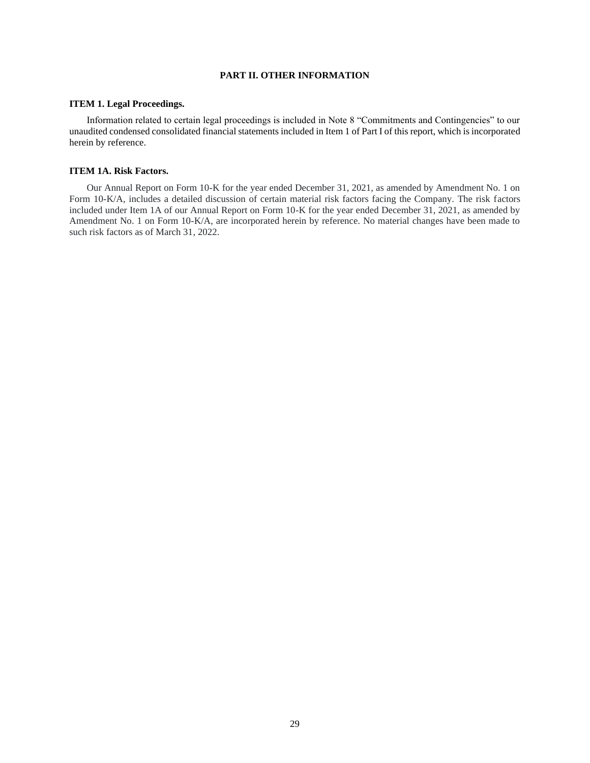# PART II. OTHER INFORMATION

## ITEM 1. Legal Proceedings.

Information related to certain legal proceedings is included in Note 8 "Commitments and Contingencies" to our unaudited condensed consolidated financial statements included in Item 1 of Part I of this report, which is incorporated herein by reference.

## ITEM 1A. Risk Factors.

Our Annual Report on Form 10-K for the year ended December 31, 2021, as amended by Amendment No. 1 on Form 10-K/A, includes a detailed discussion of certain material risk factors facing the Company. The risk factors included under Item 1A of our Annual Report on Form 10-K for the year ended December 31, 2021, as amended by Amendment No. 1 on Form 10-K/A, are incorporated herein by reference. No material changes have been made to such risk factors as of March 31, 2022.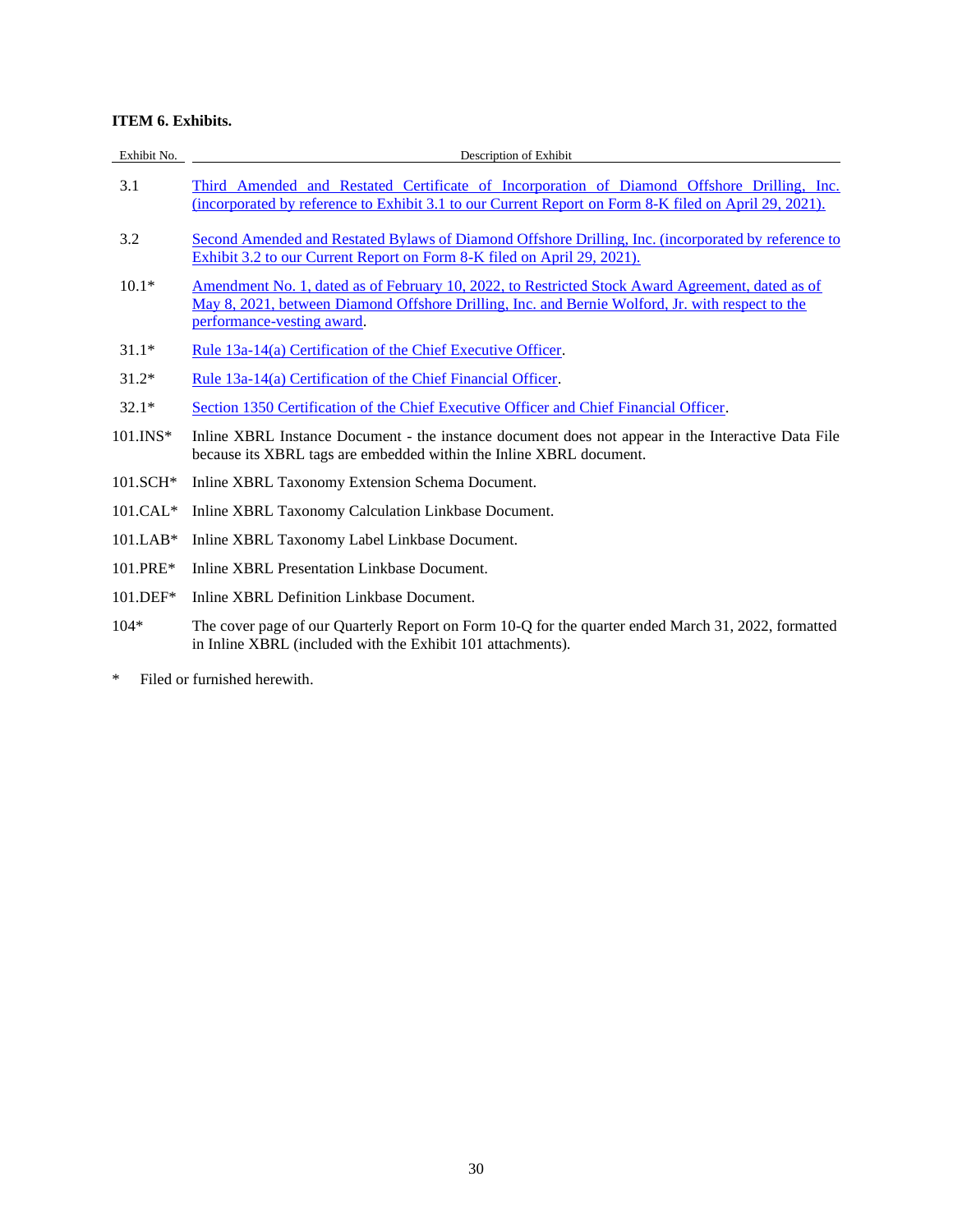**ITEM 6. Exhibits.**

| Exhibit No. | Description of Exhibit |
|---|---|
| 3.1 | Third Amended and Restated Certificate of Incorporation of Diamond Offshore Drilling, Inc. (incorporated by reference to Exhibit 3.1 to our Current Report on Form 8-K filed on April 29, 2021). |
| 3.2 | Second Amended and Restated Bylaws of Diamond Offshore Drilling, Inc. (incorporated by reference to Exhibit 3.2 to our Current Report on Form 8-K filed on April 29, 2021). |
| 10.1* | Amendment No. 1, dated as of February 10, 2022, to Restricted Stock Award Agreement, dated as of May 8, 2021, between Diamond Offshore Drilling, Inc. and Bernie Wolford, Jr. with respect to the performance-vesting award. |
| 31.1* | Rule 13a-14(a) Certification of the Chief Executive Officer. |
| 31.2* | Rule 13a-14(a) Certification of the Chief Financial Officer. |
| 32.1* | Section 1350 Certification of the Chief Executive Officer and Chief Financial Officer. |
| 101.INS* | Inline XBRL Instance Document - the instance document does not appear in the Interactive Data File because its XBRL tags are embedded within the Inline XBRL document. |
| 101.SCH* | Inline XBRL Taxonomy Extension Schema Document. |
| 101.CAL* | Inline XBRL Taxonomy Calculation Linkbase Document. |
| 101.LAB* | Inline XBRL Taxonomy Label Linkbase Document. |
| 101.PRE* | Inline XBRL Presentation Linkbase Document. |
| 101.DEF* | Inline XBRL Definition Linkbase Document. |
| 104* | The cover page of our Quarterly Report on Form 10-Q for the quarter ended March 31, 2022, formatted in Inline XBRL (included with the Exhibit 101 attachments). |

\* Filed or furnished herewith.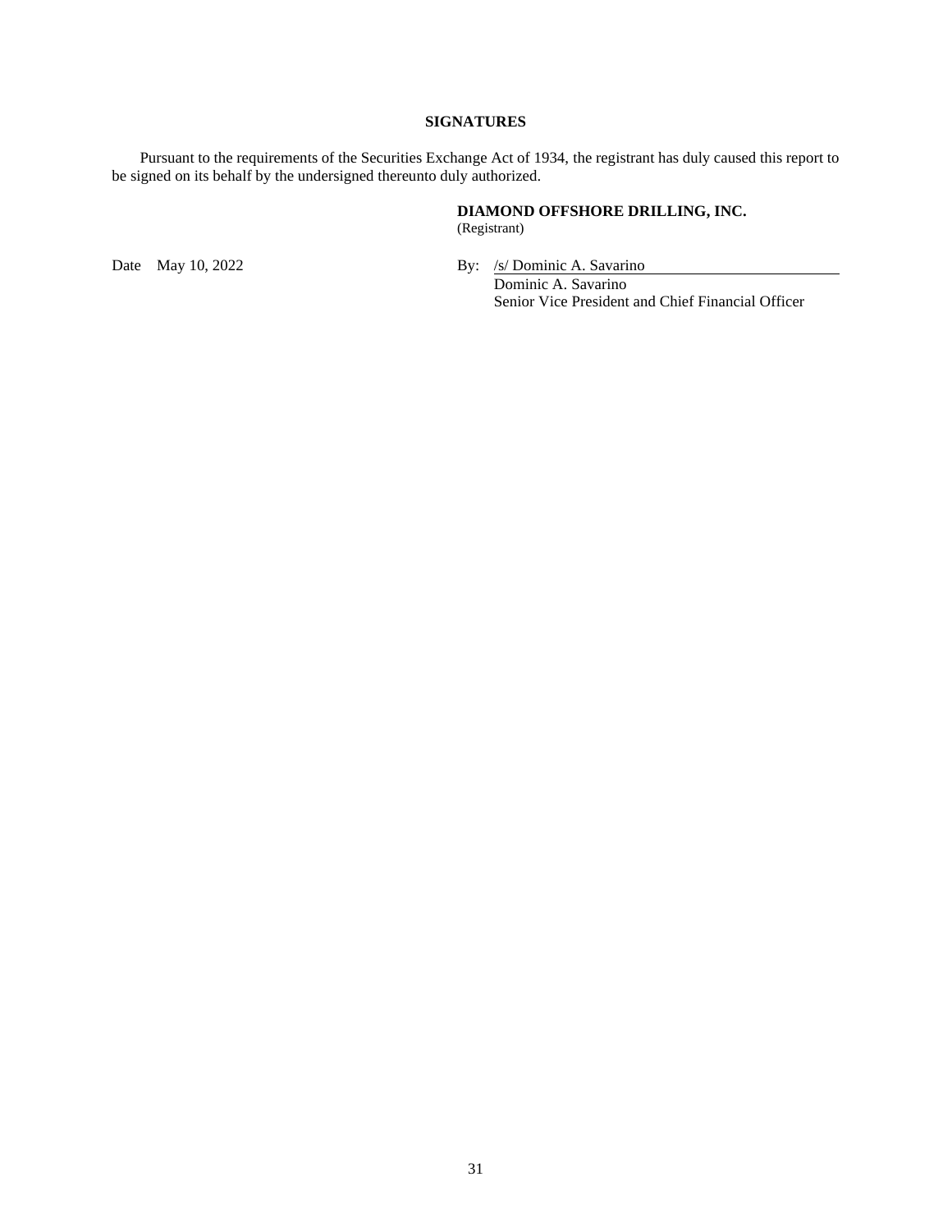**SIGNATURES**

Pursuant to the requirements of the Securities Exchange Act of 1934, the registrant has duly caused this report to be signed on its behalf by the undersigned thereunto duly authorized.

**DIAMOND OFFSHORE DRILLING, INC.**
(Registrant)

Date May 10, 2022

By: /s/ Dominic A. Savarino
Dominic A. Savarino
Senior Vice President and Chief Financial Officer